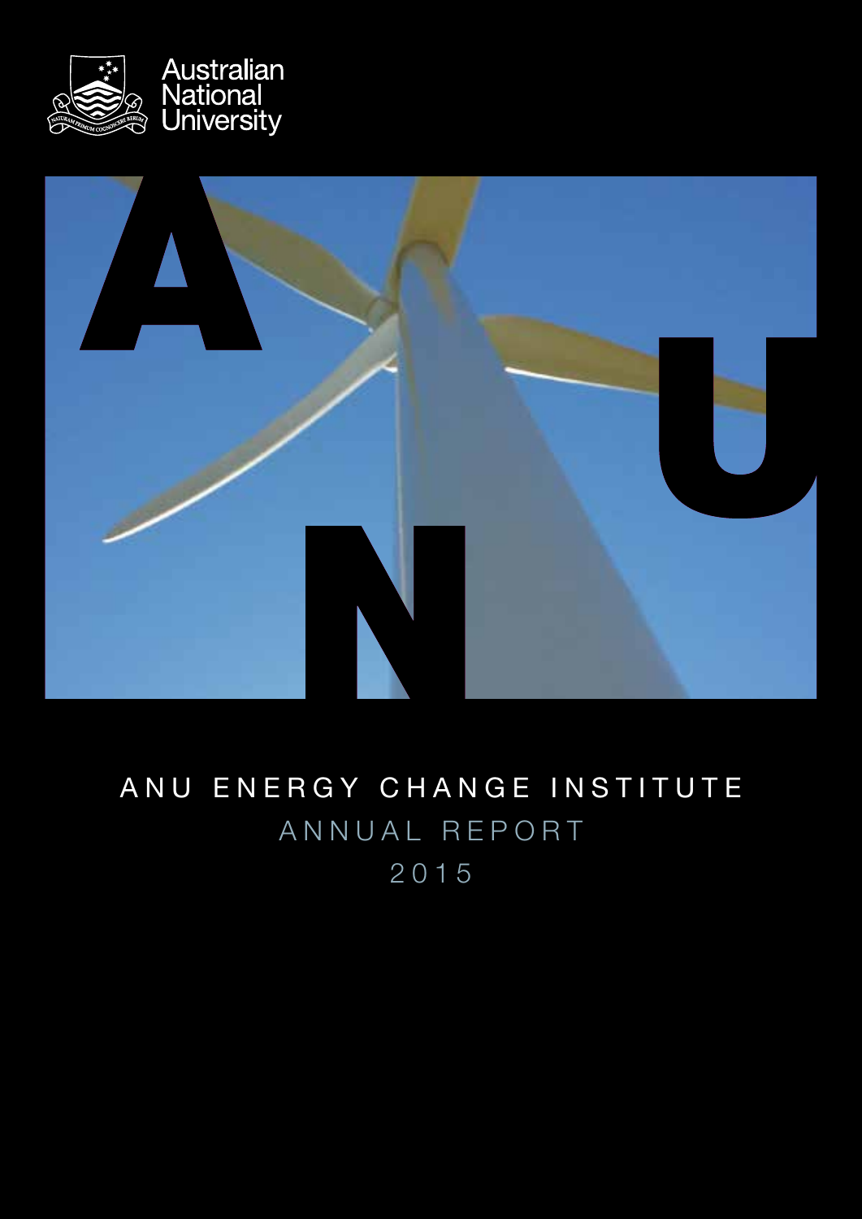Australian National University

# ANU ENERGY CHANGE INSTITUTE

## ANNUAL REPORT

## 2015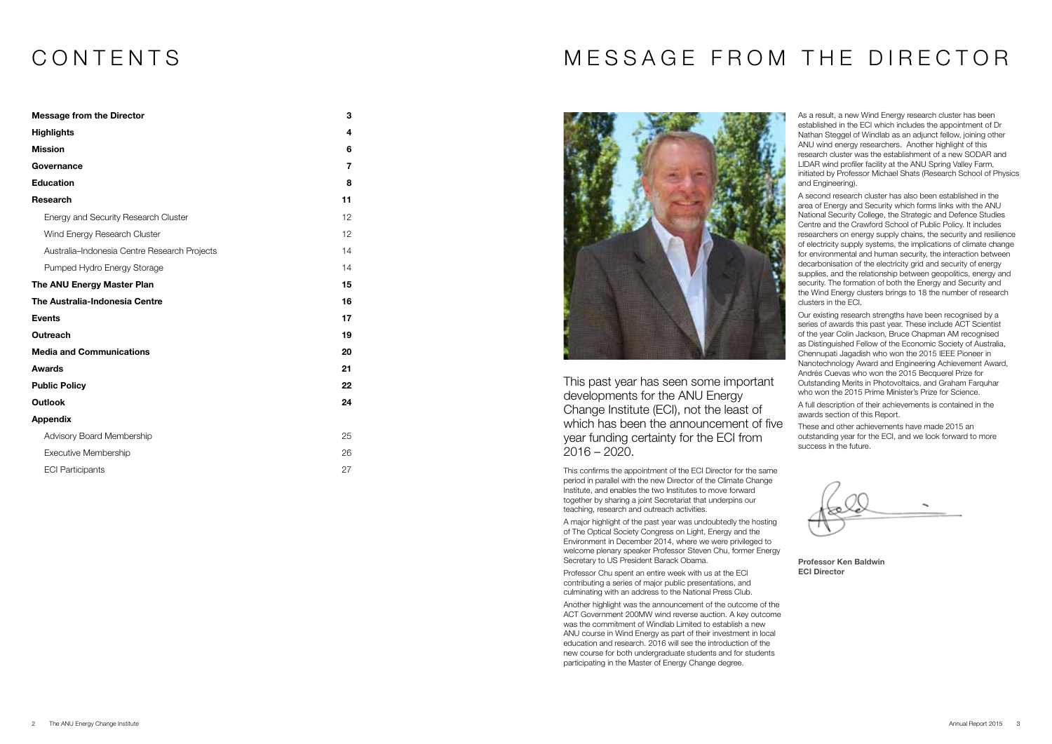# CONTENTS

| | |
|---|---|
| **Message from the Director** | **3** |
| **Highlights** | **4** |
| **Mission** | **6** |
| **Governance** | **7** |
| **Education** | **8** |
| **Research** | **11** |
| Energy and Security Research Cluster | 12 |
| Wind Energy Research Cluster | 12 |
| Australia–Indonesia Centre Research Projects | 14 |
| Pumped Hydro Energy Storage | 14 |
| **The ANU Energy Master Plan** | **15** |
| **The Australia-Indonesia Centre** | **16** |
| **Events** | **17** |
| **Outreach** | **19** |
| **Media and Communications** | **20** |
| **Awards** | **21** |
| **Public Policy** | **22** |
| **Outlook** | **24** |
| **Appendix** | |
| Advisory Board Membership | 25 |
| Executive Membership | 26 |
| ECI Participants | 27 |

# MESSAGE FROM THE DIRECTOR

This past year has seen some important developments for the ANU Energy Change Institute (ECI), not the least of which has been the announcement of five year funding certainty for the ECI from 2016 – 2020.

This confirms the appointment of the ECI Director for the same period in parallel with the new Director of the Climate Change Institute, and enables the two Institutes to move forward together by sharing a joint Secretariat that underpins our teaching, research and outreach activities.

A major highlight of the past year was undoubtedly the hosting of The Optical Society Congress on Light, Energy and the Environment in December 2014, where we were privileged to welcome plenary speaker Professor Steven Chu, former Energy Secretary to US President Barack Obama.

Professor Chu spent an entire week with us at the ECI contributing a series of major public presentations, and culminating with an address to the National Press Club.

Another highlight was the announcement of the outcome of the ACT Government 200MW wind reverse auction. A key outcome was the commitment of Windlab Limited to establish a new ANU course in Wind Energy as part of their investment in local education and research. 2016 will see the introduction of the new course for both undergraduate students and for students participating in the Master of Energy Change degree.

As a result, a new Wind Energy research cluster has been established in the ECI which includes the appointment of Dr Nathan Steggel of Windlab as an adjunct fellow, joining other ANU wind energy researchers. Another highlight of this research cluster was the establishment of a new SODAR and LIDAR wind profiler facility at the ANU Spring Valley Farm, initiated by Professor Michael Shats (Research School of Physics and Engineering).

A second research cluster has also been established in the area of Energy and Security which forms links with the ANU National Security College, the Strategic and Defence Studies Centre and the Crawford School of Public Policy. It includes researchers on energy supply chains, the security and resilience of electricity supply systems, the implications of climate change for environmental and human security, the interaction between decarbonisation of the electricity grid and security of energy supplies, and the relationship between geopolitics, energy and security. The formation of both the Energy and Security and the Wind Energy clusters brings to 18 the number of research clusters in the ECI.

Our existing research strengths have been recognised by a series of awards this past year. These include ACT Scientist of the year Colin Jackson, Bruce Chapman AM recognised as Distinguished Fellow of the Economic Society of Australia, Chennupati Jagadish who won the 2015 IEEE Pioneer in Nanotechnology Award and Engineering Achievement Award, Andrés Cuevas who won the 2015 Becquerel Prize for Outstanding Merits in Photovoltaics, and Graham Farquhar who won the 2015 Prime Minister's Prize for Science.

A full description of their achievements is contained in the awards section of this Report.

These and other achievements have made 2015 an outstanding year for the ECI, and we look forward to more success in the future.

**Professor Ken Baldwin**
**ECI Director**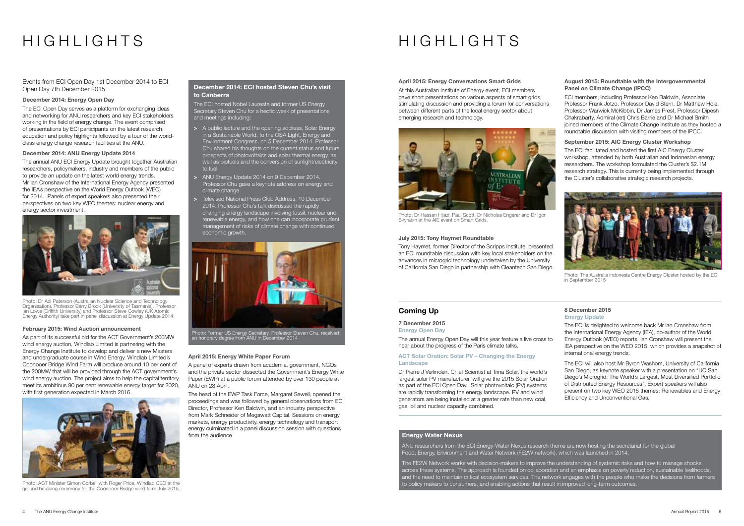# HIGHLIGHTS

Events from ECI Open Day 1st December 2014 to ECI Open Day 7th December 2015

### December 2014: Energy Open Day

The ECI Open Day serves as a platform for exchanging ideas and networking for ANU researchers and key ECI stakeholders working in the field of energy change. The event comprised of presentations by ECI participants on the latest research, education and policy highlights followed by a tour of the world-class energy change research facilities at the ANU.

### December 2014: ANU Energy Update 2014

The annual ANU ECI Energy Update brought together Australian researchers, policymakers, industry and members of the public to provide an update on the latest world energy trends. Mr Ian Cronshaw of the International Energy Agency presented the IEA's perspective on the World Energy Outlook (WEO) for 2014. Panels of expert speakers also presented their perspectives on two key WEO themes: nuclear energy and energy sector investment.

Photo: Dr Adi Paterson (Australian Nuclear Science and Technology Organisation), Professor Barry Brook (University of Tasmania), Professor Ian Lowe (Griffith University) and Professor Steve Cowley (UK Atomic Energy Authority) take part in panel discussion at Energy Update 2014

### February 2015: Wind Auction announcement

As part of its successful bid for the ACT Government's 200MW wind energy auction, Windlab Limited is partnering with the Energy Change Institute to develop and deliver a new Masters and undergraduate course in Wind Energy. Windlab Limited's Coonooer Bridge Wind Farm will produce around 10 per cent of the 200MW that will be provided through the ACT government's wind energy auction. The project aims to help the capital territory meet its ambitious 90 per cent renewable energy target for 2020, with first generation expected in March 2016.

Photo: ACT Minister Simon Corbell with Roger Price, Windlab CEO at the ground breaking ceremony for the Coonooer Bridge wind farm July 2015.

### December 2014: ECI hosted Steven Chu's visit to Canberra

The ECI hosted Nobel Laureate and former US Energy Secretary Steven Chu for a hectic week of presentations and meetings including:

- A public lecture and the opening address, Solar Energy in a Sustainable World, to the OSA Light, Energy and Environment Congress, on 5 December 2014. Professor Chu shared his thoughts on the current status and future prospects of photovoltaics and solar thermal energy, as well as biofuels and the conversion of sunlight/electricity to fuel.
- ANU Energy Update 2014 on 9 December 2014. Professor Chu gave a keynote address on energy and climate change.
- Televised National Press Club Address, 10 December 2014. Professor Chu's talk discussed the rapidly changing energy landscape involving fossil, nuclear and renewable energy, and how one can incorporate prudent management of risks of climate change with continued economic growth.

Photo: Former US Energy Secretary, Professor Steven Chu, received an honorary degree from ANU in December 2014

### April 2015: Energy White Paper Forum

A panel of experts drawn from academia, government, NGOs and the private sector dissected the Government's Energy White Paper (EWP) at a public forum attended by over 130 people at ANU on 28 April.

The head of the EWP Task Force, Margaret Sewell, opened the proceedings and was followed by general observations from ECI Director, Professor Ken Baldwin, and an industry perspective from Mark Schneider of Megawatt Capital. Sessions on energy markets, energy productivity, energy technology and transport energy culminated in a panel discussion session with questions from the audience.

# HIGHLIGHTS

### April 2015: Energy Conversations Smart Grids

At this Australian Institute of Energy event, ECI members gave short presentations on various aspects of smart grids, stimulating discussion and providing a forum for conversations between different parts of the local energy sector about emerging research and technology.

Photo: Dr Hassan Hijazi, Paul Scott, Dr Nicholas Engerer and Dr Igor Skyrabin at the AIE event on Smart Grids.

### July 2015: Tony Haymet Roundtable

Tony Haymet, former Director of the Scripps Institute, presented an ECI roundtable discussion with key local stakeholders on the advances in microgrid technology undertaken by the University of California San Diego in partnership with Cleantech San Diego.

### August 2015: Roundtable with the Intergovernmental Panel on Climate Change (IPCC)

ECI members, including Professor Ken Baldwin, Associate Professor Frank Jotzo, Professor David Stern, Dr Matthew Hole, Professor Warwick McKibbin, Dr James Prest, Professor Dipesh Chakrabarty, Admiral (ret) Chris Barrie and Dr Michael Smith joined members of the Climate Change Institute as they hosted a roundtable discussion with visiting members of the IPCC.

### September 2015: AIC Energy Cluster Workshop

The ECI facilitated and hosted the first AIC Energy Cluster workshop, attended by both Australian and Indonesian energy researchers. The workshop formulated the Cluster's $2.1M research strategy. This is currently being implemented through the Cluster's collaborative strategic research projects.

Photo: The Australia Indonesia Centre Energy Cluster hosted by the ECI in September 2015

## Coming Up

### 7 December 2015
**Energy Open Day**

The annual Energy Open Day will this year feature a live cross to hear about the progress of the Paris climate talks.

**ACT Solar Oration: Solar PV – Changing the Energy Landscape**

Dr Pierre J Verlinden, Chief Scientist at Trina Solar, the world's largest solar PV manufacturer, will give the 2015 Solar Oration as part of the ECI Open Day. Solar photovoltaic (PV) systems are rapidly transforming the energy landscape. PV and wind generators are being installed at a greater rate than new coal, gas, oil and nuclear capacity combined.

### 8 December 2015
**Energy Update**

The ECI is delighted to welcome back Mr Ian Cronshaw from the International Energy Agency (IEA), co-author of the World Energy Outlook (WEO) reports. Ian Cronshaw will present the IEA perspective on the WEO 2015, which provides a snapshot of international energy trends.

The ECI will also host Mr Byron Washom, University of California San Diego, as keynote speaker with a presentation on "UC San Diego's Microgrid: The World's Largest, Most Diversified Portfolio of Distributed Energy Resources". Expert speakers will also present on two key WEO 2015 themes: Renewables and Energy Efficiency and Unconventional Gas.

### Energy Water Nexus

ANU researchers from the ECI Energy-Water Nexus research theme are now hosting the secretariat for the global Food, Energy, Environment and Water Network (FE2W network), which was launched in 2014.

The FE2W Network works with decision-makers to improve the understanding of systemic risks and how to manage shocks across these systems. The approach is founded on collaboration and an emphasis on poverty reduction, sustainable livelihoods, and the need to maintain critical ecosystem services. The network engages with the people who make the decisions from farmers to policy makers to consumers, and enabling actions that result in improved long-term outcomes.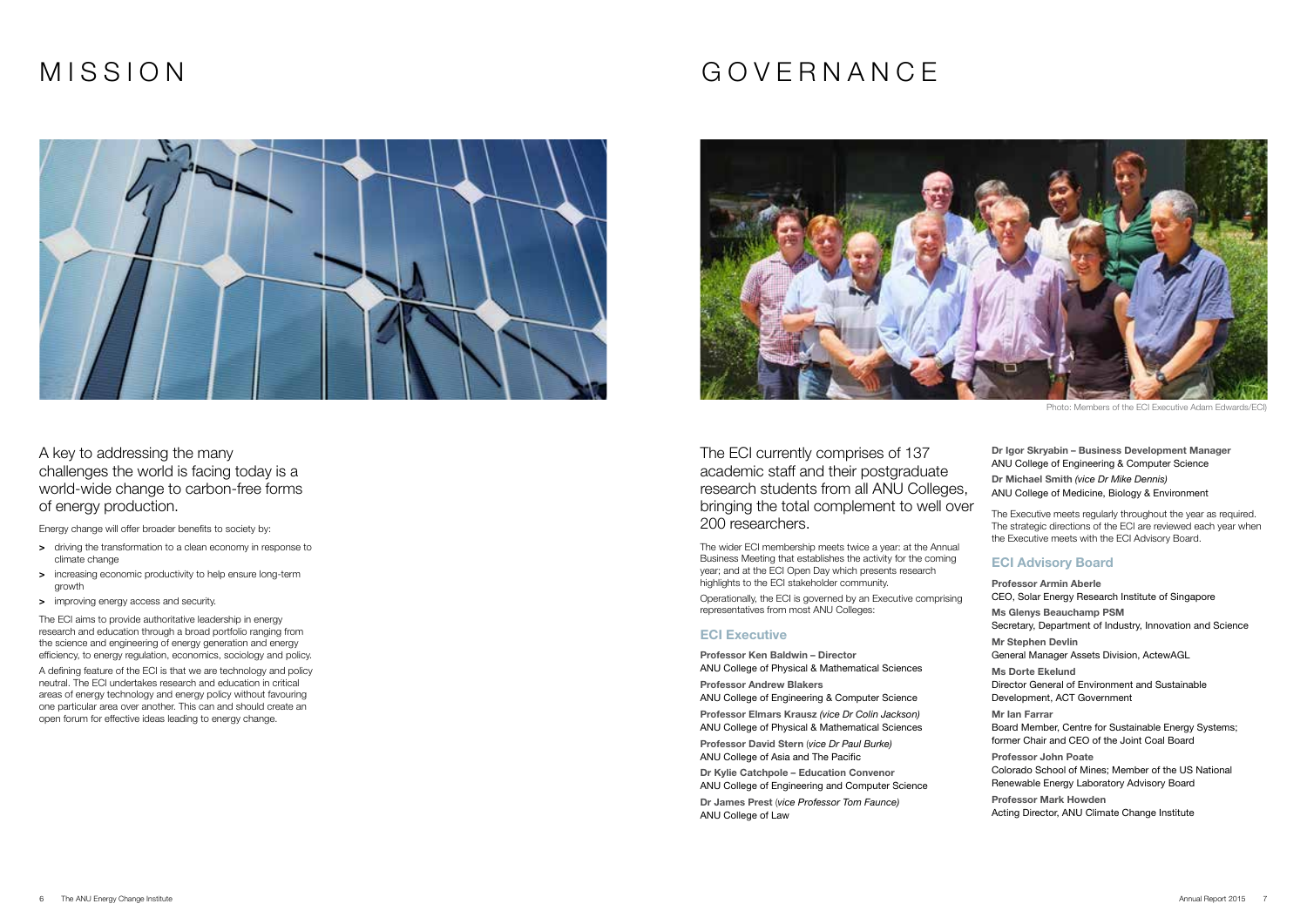# MISSION

A key to addressing the many challenges the world is facing today is a world-wide change to carbon-free forms of energy production.

Energy change will offer broader benefits to society by:

- driving the transformation to a clean economy in response to climate change
- increasing economic productivity to help ensure long-term growth
- improving energy access and security.

The ECI aims to provide authoritative leadership in energy research and education through a broad portfolio ranging from the science and engineering of energy generation and energy efficiency, to energy regulation, economics, sociology and policy.

A defining feature of the ECI is that we are technology and policy neutral. The ECI undertakes research and education in critical areas of energy technology and energy policy without favouring one particular area over another. This can and should create an open forum for effective ideas leading to energy change.

# GOVERNANCE

Photo: Members of the ECI Executive Adam Edwards/ECI)

The ECI currently comprises of 137 academic staff and their postgraduate research students from all ANU Colleges, bringing the total complement to well over 200 researchers.

The wider ECI membership meets twice a year: at the Annual Business Meeting that establishes the activity for the coming year; and at the ECI Open Day which presents research highlights to the ECI stakeholder community.

Operationally, the ECI is governed by an Executive comprising representatives from most ANU Colleges:

## ECI Executive

**Professor Ken Baldwin – Director**
ANU College of Physical & Mathematical Sciences

**Professor Andrew Blakers**
ANU College of Engineering & Computer Science

**Professor Elmars Krausz** *(vice Dr Colin Jackson)*
ANU College of Physical & Mathematical Sciences

**Professor David Stern** *(vice Dr Paul Burke)*
ANU College of Asia and The Pacific

**Dr Kylie Catchpole – Education Convenor**
ANU College of Engineering and Computer Science

**Dr James Prest** *(vice Professor Tom Faunce)*
ANU College of Law

**Dr Igor Skryabin – Business Development Manager**
ANU College of Engineering & Computer Science

**Dr Michael Smith** *(vice Dr Mike Dennis)*
ANU College of Medicine, Biology & Environment

The Executive meets regularly throughout the year as required. The strategic directions of the ECI are reviewed each year when the Executive meets with the ECI Advisory Board.

## ECI Advisory Board

**Professor Armin Aberle**
CEO, Solar Energy Research Institute of Singapore

**Ms Glenys Beauchamp PSM**
Secretary, Department of Industry, Innovation and Science

**Mr Stephen Devlin**
General Manager Assets Division, ActewAGL

**Ms Dorte Ekelund**
Director General of Environment and Sustainable Development, ACT Government

**Mr Ian Farrar**
Board Member, Centre for Sustainable Energy Systems; former Chair and CEO of the Joint Coal Board

**Professor John Poate**
Colorado School of Mines; Member of the US National Renewable Energy Laboratory Advisory Board

**Professor Mark Howden**
Acting Director, ANU Climate Change Institute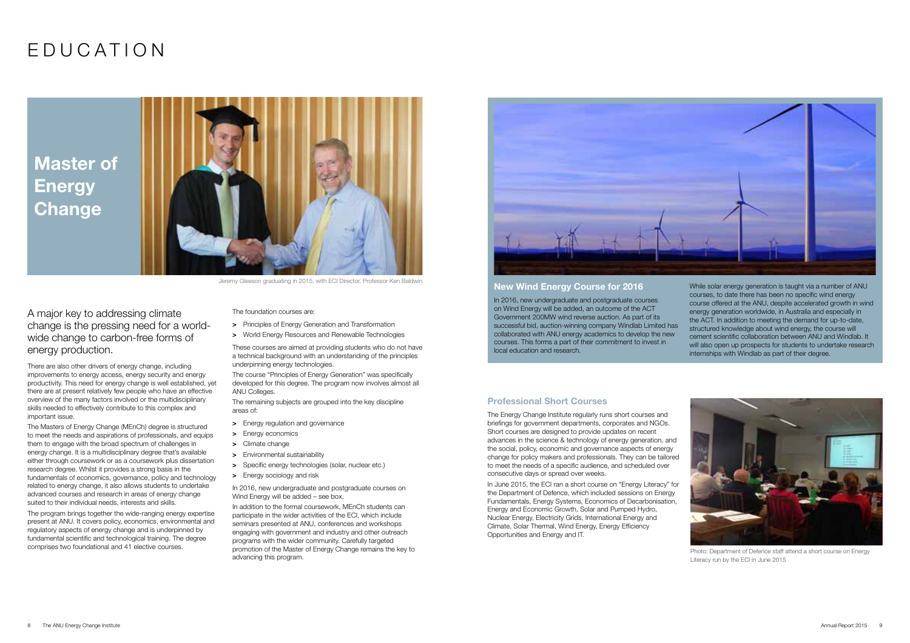# EDUCATION

## Master of Energy Change

Jeremy Gleeson graduating in 2015, with ECI Director, Professor Ken Baldwin

A major key to addressing climate change is the pressing need for a world-wide change to carbon-free forms of energy production.

There are also other drivers of energy change, including improvements to energy access, energy security and energy productivity. This need for energy change is well established, yet there are at present relatively few people who have an effective overview of the many factors involved or the multidisciplinary skills needed to effectively contribute to this complex and important issue.

The Masters of Energy Change (MEnCh) degree is structured to meet the needs and aspirations of professionals, and equips them to engage with the broad spectrum of challenges in energy change. It is a multidisciplinary degree that's available either through coursework or as a coursework plus dissertation research degree. Whilst it provides a strong basis in the fundamentals of economics, governance, policy and technology related to energy change, it also allows students to undertake advanced courses and research in areas of energy change suited to their individual needs, interests and skills.

The program brings together the wide-ranging energy expertise present at ANU. It covers policy, economics, environmental and regulatory aspects of energy change and is underpinned by fundamental scientific and technological training. The degree comprises two foundational and 41 elective courses.

The foundation courses are:

- Principles of Energy Generation and Transformation
- World Energy Resources and Renewable Technologies

These courses are aimed at providing students who do not have a technical background with an understanding of the principles underpinning energy technologies.

The course "Principles of Energy Generation" was specifically developed for this degree. The program now involves almost all ANU Colleges.

The remaining subjects are grouped into the key discipline areas of:

- Energy regulation and governance
- Energy economics
- Climate change
- Environmental sustainability
- Specific energy technologies (solar, nuclear etc.)
- Energy sociology and risk

In 2016, new undergraduate and postgraduate courses on Wind Energy will be added – see box.

In addition to the formal coursework, MEnCh students can participate in the wider activities of the ECI, which include seminars presented at ANU, conferences and workshops engaging with government and industry and other outreach programs with the wider community. Carefully targeted promotion of the Master of Energy Change remains the key to advancing this program.

### New Wind Energy Course for 2016

In 2016, new undergraduate and postgraduate courses on Wind Energy will be added, an outcome of the ACT Government 200MW wind reverse auction. As part of its successful bid, auction-winning company Windlab Limited has collaborated with ANU energy academics to develop the new courses. This forms a part of their commitment to invest in local education and research.

While solar energy generation is taught via a number of ANU courses, to date there has been no specific wind energy course offered at the ANU, despite accelerated growth in wind energy generation worldwide, in Australia and especially in the ACT. In addition to meeting the demand for up-to-date, structured knowledge about wind energy, the course will cement scientific collaboration between ANU and Windlab. It will also open up prospects for students to undertake research internships with Windlab as part of their degree.

### Professional Short Courses

The Energy Change Institute regularly runs short courses and briefings for government departments, corporates and NGOs. Short courses are designed to provide updates on recent advances in the science & technology of energy generation, and the social, policy, economic and governance aspects of energy change for policy makers and professionals. They can be tailored to meet the needs of a specific audience, and scheduled over consecutive days or spread over weeks.

In June 2015, the ECI ran a short course on "Energy Literacy" for the Department of Defence, which included sessions on Energy Fundamentals, Energy Systems, Economics of Decarbonisation, Energy and Economic Growth, Solar and Pumped Hydro, Nuclear Energy, Electricity Grids, International Energy and Climate, Solar Thermal, Wind Energy, Energy Efficiency Opportunities and Energy and IT.

Photo: Department of Defence staff attend a short course on Energy Literacy run by the ECI in June 2015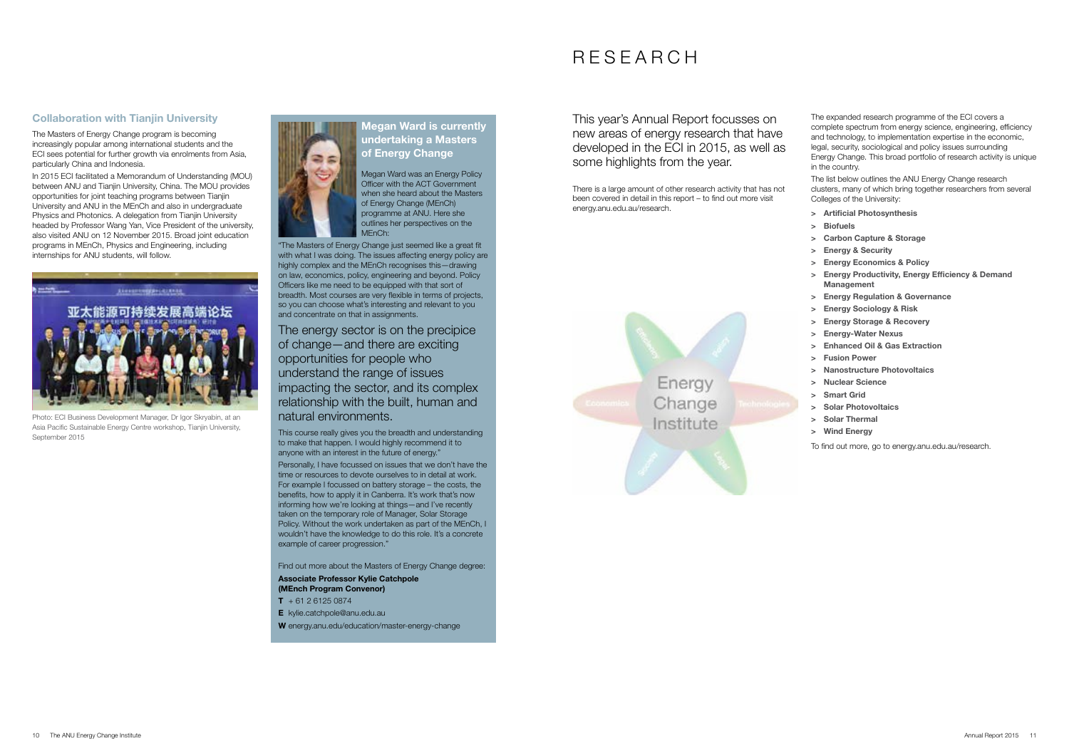## Collaboration with Tianjin University

The Masters of Energy Change program is becoming increasingly popular among international students and the ECI sees potential for further growth via enrolments from Asia, particularly China and Indonesia.

In 2015 ECI facilitated a Memorandum of Understanding (MOU) between ANU and Tianjin University, China. The MOU provides opportunities for joint teaching programs between Tianjin University and ANU in the MEnCh and also in undergraduate Physics and Photonics. A delegation from Tianjin University headed by Professor Wang Yan, Vice President of the university, also visited ANU on 12 November 2015. Broad joint education programs in MEnCh, Physics and Engineering, including internships for ANU students, will follow.

Photo: ECI Business Development Manager, Dr Igor Skryabin, at an Asia Pacific Sustainable Energy Centre workshop, Tianjin University, September 2015

### Megan Ward is currently undertaking a Masters of Energy Change

Megan Ward was an Energy Policy Officer with the ACT Government when she heard about the Masters of Energy Change (MEnCh) programme at ANU. Here she outlines her perspectives on the MEnCh:

"The Masters of Energy Change just seemed like a great fit with what I was doing. The issues affecting energy policy are highly complex and the MEnCh recognises this—drawing on law, economics, policy, engineering and beyond. Policy Officers like me need to be equipped with that sort of breadth. Most courses are very flexible in terms of projects, so you can choose what's interesting and relevant to you and concentrate on that in assignments.

The energy sector is on the precipice of change—and there are exciting opportunities for people who understand the range of issues impacting the sector, and its complex relationship with the built, human and natural environments.

This course really gives you the breadth and understanding to make that happen. I would highly recommend it to anyone with an interest in the future of energy."

Personally, I have focussed on issues that we don't have the time or resources to devote ourselves to in detail at work. For example I focussed on battery storage – the costs, the benefits, how to apply it in Canberra. It's work that's now informing how we're looking at things—and I've recently taken on the temporary role of Manager, Solar Storage Policy. Without the work undertaken as part of the MEnCh, I wouldn't have the knowledge to do this role. It's a concrete example of career progression."

Find out more about the Masters of Energy Change degree:

**Associate Professor Kylie Catchpole (MEnch Program Convenor)**

**T** + 61 2 6125 0874

**E** kylie.catchpole@anu.edu.au

**W** energy.anu.edu/education/master-energy-change

# RESEARCH

This year's Annual Report focusses on new areas of energy research that have developed in the ECI in 2015, as well as some highlights from the year.

There is a large amount of other research activity that has not been covered in detail in this report – to find out more visit energy.anu.edu.au/research.

The expanded research programme of the ECI covers a complete spectrum from energy science, engineering, efficiency and technology, to implementation expertise in the economic, legal, security, sociological and policy issues surrounding Energy Change. This broad portfolio of research activity is unique in the country.

The list below outlines the ANU Energy Change research clusters, many of which bring together researchers from several Colleges of the University:

- **Artificial Photosynthesis**
- **Biofuels**
- **Carbon Capture & Storage**
- **Energy & Security**
- **Energy Economics & Policy**
- **Energy Productivity, Energy Efficiency & Demand Management**
- **Energy Regulation & Governance**
- **Energy Sociology & Risk**
- **Energy Storage & Recovery**
- **Energy-Water Nexus**
- **Enhanced Oil & Gas Extraction**
- **Fusion Power**
- **Nanostructure Photovoltaics**
- **Nuclear Science**
- **Smart Grid**
- **Solar Photovoltaics**
- **Solar Thermal**
- **Wind Energy**

To find out more, go to energy.anu.edu.au/research.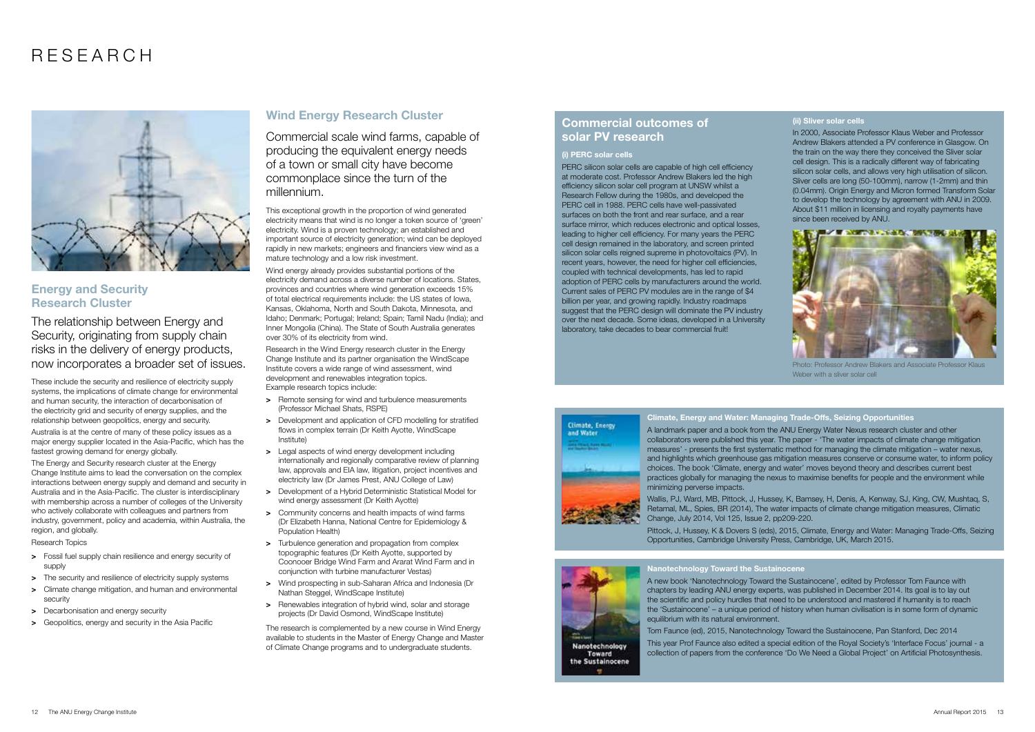# RESEARCH

## Energy and Security Research Cluster

The relationship between Energy and Security, originating from supply chain risks in the delivery of energy products, now incorporates a broader set of issues.

These include the security and resilience of electricity supply systems, the implications of climate change for environmental and human security, the interaction of decarbonisation of the electricity grid and security of energy supplies, and the relationship between geopolitics, energy and security.

Australia is at the centre of many of these policy issues as a major energy supplier located in the Asia-Pacific, which has the fastest growing demand for energy globally.

The Energy and Security research cluster at the Energy Change Institute aims to lead the conversation on the complex interactions between energy supply and demand and security in Australia and in the Asia-Pacific. The cluster is interdisciplinary with membership across a number of colleges of the University who actively collaborate with colleagues and partners from industry, government, policy and academia, within Australia, the region, and globally.

Research Topics

- Fossil fuel supply chain resilience and energy security of supply
- The security and resilience of electricity supply systems
- Climate change mitigation, and human and environmental security
- Decarbonisation and energy security
- Geopolitics, energy and security in the Asia Pacific

## Wind Energy Research Cluster

Commercial scale wind farms, capable of producing the equivalent energy needs of a town or small city have become commonplace since the turn of the millennium.

This exceptional growth in the proportion of wind generated electricity means that wind is no longer a token source of 'green' electricity. Wind is a proven technology; an established and important source of electricity generation; wind can be deployed rapidly in new markets; engineers and financiers view wind as a mature technology and a low risk investment.

Wind energy already provides substantial portions of the electricity demand across a diverse number of locations. States, provinces and countries where wind generation exceeds 15% of total electrical requirements include: the US states of Iowa, Kansas, Oklahoma, North and South Dakota, Minnesota, and Idaho; Denmark; Portugal; Ireland; Spain; Tamil Nadu (India); and Inner Mongolia (China). The State of South Australia generates over 30% of its electricity from wind.

Research in the Wind Energy research cluster in the Energy Change Institute and its partner organisation the WindScape Institute covers a wide range of wind assessment, wind development and renewables integration topics.
Example research topics include:

- Remote sensing for wind and turbulence measurements (Professor Michael Shats, RSPE)
- Development and application of CFD modelling for stratified flows in complex terrain (Dr Keith Ayotte, WindScape Institute)
- Legal aspects of wind energy development including internationally and regionally comparative review of planning law, approvals and EIA law, litigation, project incentives and electricity law (Dr James Prest, ANU College of Law)
- Development of a Hybrid Deterministic Statistical Model for wind energy assessment (Dr Keith Ayotte)
- Community concerns and health impacts of wind farms (Dr Elizabeth Hanna, National Centre for Epidemiology & Population Health)
- Turbulence generation and propagation from complex topographic features (Dr Keith Ayotte, supported by Coonooer Bridge Wind Farm and Ararat Wind Farm and in conjunction with turbine manufacturer Vestas)
- Wind prospecting in sub-Saharan Africa and Indonesia (Dr Nathan Steggel, WindScape Institute)
- Renewables integration of hybrid wind, solar and storage projects (Dr David Osmond, WindScape Institute)

The research is complemented by a new course in Wind Energy available to students in the Master of Energy Change and Master of Climate Change programs and to undergraduate students.

## Commercial outcomes of solar PV research

### (i) PERC solar cells

PERC silicon solar cells are capable of high cell efficiency at moderate cost. Professor Andrew Blakers led the high efficiency silicon solar cell program at UNSW whilst a Research Fellow during the 1980s, and developed the PERC cell in 1988. PERC cells have well-passivated surfaces on both the front and rear surface, and a rear surface mirror, which reduces electronic and optical losses, leading to higher cell efficiency. For many years the PERC cell design remained in the laboratory, and screen printed silicon solar cells reigned supreme in photovoltaics (PV). In recent years, however, the need for higher cell efficiencies, coupled with technical developments, has led to rapid adoption of PERC cells by manufacturers around the world. Current sales of PERC PV modules are in the range of $4 billion per year, and growing rapidly. Industry roadmaps suggest that the PERC design will dominate the PV industry over the next decade. Some ideas, developed in a University laboratory, take decades to bear commercial fruit!

### (ii) Sliver solar cells

In 2000, Associate Professor Klaus Weber and Professor Andrew Blakers attended a PV conference in Glasgow. On the train on the way there they conceived the Sliver solar cell design. This is a radically different way of fabricating silicon solar cells, and allows very high utilisation of silicon. Sliver cells are long (50-100mm), narrow (1-2mm) and thin (0.04mm). Origin Energy and Micron formed Transform Solar to develop the technology by agreement with ANU in 2009. About $11 million in licensing and royalty payments have since been received by ANU.

Photo: Professor Andrew Blakers and Associate Professor Klaus Weber with a sliver solar cell

### Climate, Energy and Water: Managing Trade-Offs, Seizing Opportunities

A landmark paper and a book from the ANU Energy Water Nexus research cluster and other collaborators were published this year. The paper - 'The water impacts of climate change mitigation measures' - presents the first systematic method for managing the climate mitigation – water nexus, and highlights which greenhouse gas mitigation measures conserve or consume water, to inform policy choices. The book 'Climate, energy and water' moves beyond theory and describes current best practices globally for managing the nexus to maximise benefits for people and the environment while minimizing perverse impacts.

Wallis, PJ, Ward, MB, Pittock, J, Hussey, K, Bamsey, H, Denis, A, Kenway, SJ, King, CW, Mushtaq, S, Retamal, ML, Spies, BR (2014), The water impacts of climate change mitigation measures, Climatic Change, July 2014, Vol 125, Issue 2, pp209-220.

Pittock, J, Hussey, K & Dovers S (eds), 2015, Climate, Energy and Water: Managing Trade-Offs, Seizing Opportunities, Cambridge University Press, Cambridge, UK, March 2015.

### Nanotechnology Toward the Sustainocene

A new book 'Nanotechnology Toward the Sustainocene', edited by Professor Tom Faunce with chapters by leading ANU energy experts, was published in December 2014. Its goal is to lay out the scientific and policy hurdles that need to be understood and mastered if humanity is to reach the 'Sustainocene' – a unique period of history when human civilisation is in some form of dynamic equilibrium with its natural environment.

Tom Faunce (ed), 2015, Nanotechnology Toward the Sustainocene, Pan Stanford, Dec 2014

This year Prof Faunce also edited a special edition of the Royal Society's 'Interface Focus' journal - a collection of papers from the conference 'Do We Need a Global Project' on Artificial Photosynthesis.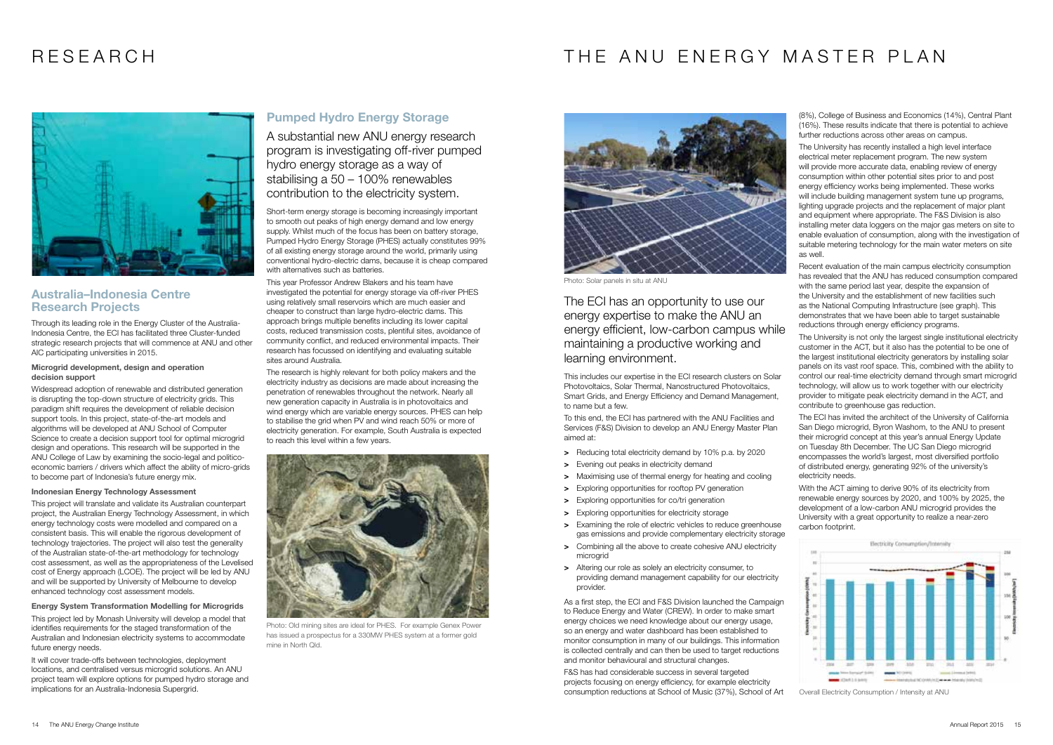# RESEARCH

## Australia–Indonesia Centre Research Projects

Through its leading role in the Energy Cluster of the Australia-Indonesia Centre, the ECI has facilitated three Cluster-funded strategic research projects that will commence at ANU and other AIC participating universities in 2015.

### Microgrid development, design and operation decision support

Widespread adoption of renewable and distributed generation is disrupting the top-down structure of electricity grids. This paradigm shift requires the development of reliable decision support tools. In this project, state-of-the-art models and algorithms will be developed at ANU School of Computer Science to create a decision support tool for optimal microgrid design and operations. This research will be supported in the ANU College of Law by examining the socio-legal and politico-economic barriers / drivers which affect the ability of micro-grids to become part of Indonesia's future energy mix.

### Indonesian Energy Technology Assessment

This project will translate and validate its Australian counterpart project, the Australian Energy Technology Assessment, in which energy technology costs were modelled and compared on a consistent basis. This will enable the rigorous development of technology trajectories. The project will also test the generality of the Australian state-of-the-art methodology for technology cost assessment, as well as the appropriateness of the Levelised cost of Energy approach (LCOE). The project will be led by ANU and will be supported by University of Melbourne to develop enhanced technology cost assessment models.

### Energy System Transformation Modelling for Microgrids

This project led by Monash University will develop a model that identifies requirements for the staged transformation of the Australian and Indonesian electricity systems to accommodate future energy needs.

It will cover trade-offs between technologies, deployment locations, and centralised versus microgrid solutions. An ANU project team will explore options for pumped hydro storage and implications for an Australia-Indonesia Supergrid.

## Pumped Hydro Energy Storage

A substantial new ANU energy research program is investigating off-river pumped hydro energy storage as a way of stabilising a 50 – 100% renewables contribution to the electricity system.

Short-term energy storage is becoming increasingly important to smooth out peaks of high energy demand and low energy supply. Whilst much of the focus has been on battery storage, Pumped Hydro Energy Storage (PHES) actually constitutes 99% of all existing energy storage around the world, primarily using conventional hydro-electric dams, because it is cheap compared with alternatives such as batteries.

This year Professor Andrew Blakers and his team have investigated the potential for energy storage via off-river PHES using relatively small reservoirs which are much easier and cheaper to construct than large hydro-electric dams. This approach brings multiple benefits including its lower capital costs, reduced transmission costs, plentiful sites, avoidance of community conflict, and reduced environmental impacts. Their research has focussed on identifying and evaluating suitable sites around Australia.

The research is highly relevant for both policy makers and the electricity industry as decisions are made about increasing the penetration of renewables throughout the network. Nearly all new generation capacity in Australia is in photovoltaics and wind energy which are variable energy sources. PHES can help to stabilise the grid when PV and wind reach 50% or more of electricity generation. For example, South Australia is expected to reach this level within a few years.

Photo: Old mining sites are ideal for PHES. For example Genex Power has issued a prospectus for a 330MW PHES system at a former gold mine in North Qld.

# THE ANU ENERGY MASTER PLAN

Photo: Solar panels in situ at ANU

The ECI has an opportunity to use our energy expertise to make the ANU an energy efficient, low-carbon campus while maintaining a productive working and learning environment.

This includes our expertise in the ECI research clusters on Solar Photovoltaics, Solar Thermal, Nanostructured Photovoltaics, Smart Grids, and Energy Efficiency and Demand Management, to name but a few.

To this end, the ECI has partnered with the ANU Facilities and Services (F&S) Division to develop an ANU Energy Master Plan aimed at:

- Reducing total electricity demand by 10% p.a. by 2020
- Evening out peaks in electricity demand
- Maximising use of thermal energy for heating and cooling
- Exploring opportunities for rooftop PV generation
- Exploring opportunities for co/tri generation
- Exploring opportunities for electricity storage
- Examining the role of electric vehicles to reduce greenhouse gas emissions and provide complementary electricity storage
- Combining all the above to create cohesive ANU electricity microgrid
- Altering our role as solely an electricity consumer, to providing demand management capability for our electricity provider.

As a first step, the ECI and F&S Division launched the Campaign to Reduce Energy and Water (CREW). In order to make smart energy choices we need knowledge about our energy usage, so an energy and water dashboard has been established to monitor consumption in many of our buildings. This information is collected centrally and can then be used to target reductions and monitor behavioural and structural changes.

F&S has had considerable success in several targeted projects focusing on energy efficiency, for example electricity consumption reductions at School of Music (37%), School of Art (8%), College of Business and Economics (14%), Central Plant (16%). These results indicate that there is potential to achieve further reductions across other areas on campus.

The University has recently installed a high level interface electrical meter replacement program. The new system will provide more accurate data, enabling review of energy consumption within other potential sites prior to and post energy efficiency works being implemented. These works will include building management system tune up programs, lighting upgrade projects and the replacement of major plant and equipment where appropriate. The F&S Division is also installing meter data loggers on the major gas meters on site to enable evaluation of consumption, along with the investigation of suitable metering technology for the main water meters on site as well.

Recent evaluation of the main campus electricity consumption has revealed that the ANU has reduced consumption compared with the same period last year, despite the expansion of the University and the establishment of new facilities such as the National Computing Infrastructure (see graph). This demonstrates that we have been able to target sustainable reductions through energy efficiency programs.

The University is not only the largest single institutional electricity customer in the ACT, but it also has the potential to be one of the largest institutional electricity generators by installing solar panels on its vast roof space. This, combined with the ability to control our real-time electricity demand through smart microgrid technology, will allow us to work together with our electricity provider to mitigate peak electricity demand in the ACT, and contribute to greenhouse gas reduction.

The ECI has invited the architect of the University of California San Diego microgrid, Byron Washom, to the ANU to present their microgrid concept at this year's annual Energy Update on Tuesday 8th December. The UC San Diego microgrid encompasses the world's largest, most diversified portfolio of distributed energy, generating 92% of the university's electricity needs.

With the ACT aiming to derive 90% of its electricity from renewable energy sources by 2020, and 100% by 2025, the development of a low-carbon ANU microgrid provides the University with a great opportunity to realize a near-zero carbon footprint.

Overall Electricity Consumption / Intensity at ANU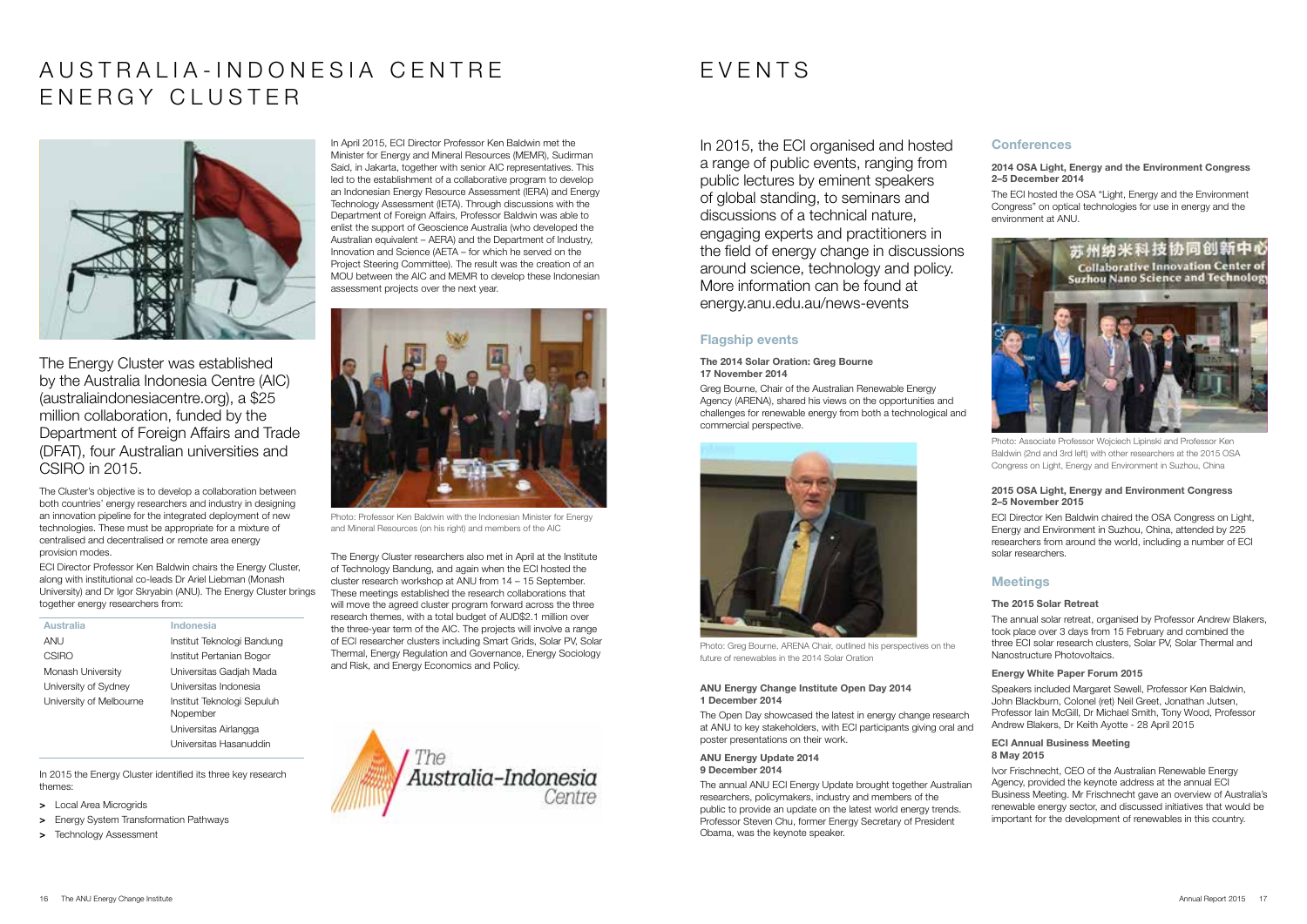# AUSTRALIA-INDONESIA CENTRE ENERGY CLUSTER

The Energy Cluster was established by the Australia Indonesia Centre (AIC) (australiaindonesiacentre.org), a $25 million collaboration, funded by the Department of Foreign Affairs and Trade (DFAT), four Australian universities and CSIRO in 2015.

The Cluster's objective is to develop a collaboration between both countries' energy researchers and industry in designing an innovation pipeline for the integrated deployment of new technologies. These must be appropriate for a mixture of centralised and decentralised or remote area energy provision modes.

ECI Director Professor Ken Baldwin chairs the Energy Cluster, along with institutional co-leads Dr Ariel Liebman (Monash University) and Dr Igor Skryabin (ANU). The Energy Cluster brings together energy researchers from:

| Australia | Indonesia |
|---|---|
| ANU | Institut Teknologi Bandung |
| CSIRO | Institut Pertanian Bogor |
| Monash University | Universitas Gadjah Mada |
| University of Sydney | Universitas Indonesia |
| University of Melbourne | Institut Teknologi Sepuluh Nopember |
| | Universitas Airlangga |
| | Universitas Hasanuddin |

In 2015 the Energy Cluster identified its three key research themes:

> Local Area Microgrids
> Energy System Transformation Pathways
> Technology Assessment

In April 2015, ECI Director Professor Ken Baldwin met the Minister for Energy and Mineral Resources (MEMR), Sudirman Said, in Jakarta, together with senior AIC representatives. This led to the establishment of a collaborative program to develop an Indonesian Energy Resource Assessment (IERA) and Energy Technology Assessment (IETA). Through discussions with the Department of Foreign Affairs, Professor Baldwin was able to enlist the support of Geoscience Australia (who developed the Australian equivalent – AERA) and the Department of Industry, Innovation and Science (AETA – for which he served on the Project Steering Committee). The result was the creation of an MOU between the AIC and MEMR to develop these Indonesian assessment projects over the next year.

Photo: Professor Ken Baldwin with the Indonesian Minister for Energy and Mineral Resources (on his right) and members of the AIC

The Energy Cluster researchers also met in April at the Institute of Technology Bandung, and again when the ECI hosted the cluster research workshop at ANU from 14 – 15 September. These meetings established the research collaborations that will move the agreed cluster program forward across the three research themes, with a total budget of AUD$2.1 million over the three-year term of the AIC. The projects will involve a range of ECI researcher clusters including Smart Grids, Solar PV, Solar Thermal, Energy Regulation and Governance, Energy Sociology and Risk, and Energy Economics and Policy.

The Australia-Indonesia Centre

# EVENTS

In 2015, the ECI organised and hosted a range of public events, ranging from public lectures by eminent speakers of global standing, to seminars and discussions of a technical nature, engaging experts and practitioners in the field of energy change in discussions around science, technology and policy. More information can be found at energy.anu.edu.au/news-events

## Flagship events

**The 2014 Solar Oration: Greg Bourne**
**17 November 2014**

Greg Bourne, Chair of the Australian Renewable Energy Agency (ARENA), shared his views on the opportunities and challenges for renewable energy from both a technological and commercial perspective.

Photo: Greg Bourne, ARENA Chair, outlined his perspectives on the future of renewables in the 2014 Solar Oration

**ANU Energy Change Institute Open Day 2014**
**1 December 2014**

The Open Day showcased the latest in energy change research at ANU to key stakeholders, with ECI participants giving oral and poster presentations on their work.

**ANU Energy Update 2014**
**9 December 2014**

The annual ANU ECI Energy Update brought together Australian researchers, policymakers, industry and members of the public to provide an update on the latest world energy trends. Professor Steven Chu, former Energy Secretary of President Obama, was the keynote speaker.

## Conferences

**2014 OSA Light, Energy and the Environment Congress**
**2–5 December 2014**

The ECI hosted the OSA "Light, Energy and the Environment Congress" on optical technologies for use in energy and the environment at ANU.

Photo: Associate Professor Wojciech Lipinski and Professor Ken Baldwin (2nd and 3rd left) with other researchers at the 2015 OSA Congress on Light, Energy and Environment in Suzhou, China

**2015 OSA Light, Energy and Environment Congress**
**2–5 November 2015**

ECI Director Ken Baldwin chaired the OSA Congress on Light, Energy and Environment in Suzhou, China, attended by 225 researchers from around the world, including a number of ECI solar researchers.

## Meetings

**The 2015 Solar Retreat**

The annual solar retreat, organised by Professor Andrew Blakers, took place over 3 days from 15 February and combined the three ECI solar research clusters, Solar PV, Solar Thermal and Nanostructure Photovoltaics.

**Energy White Paper Forum 2015**

Speakers included Margaret Sewell, Professor Ken Baldwin, John Blackburn, Colonel (ret) Neil Greet, Jonathan Jutsen, Professor Iain McGill, Dr Michael Smith, Tony Wood, Professor Andrew Blakers, Dr Keith Ayotte - 28 April 2015

**ECI Annual Business Meeting**
**8 May 2015**

Ivor Frischknecht, CEO of the Australian Renewable Energy Agency, provided the keynote address at the annual ECI Business Meeting. Mr Frischknecht gave an overview of Australia's renewable energy sector, and discussed initiatives that would be important for the development of renewables in this country.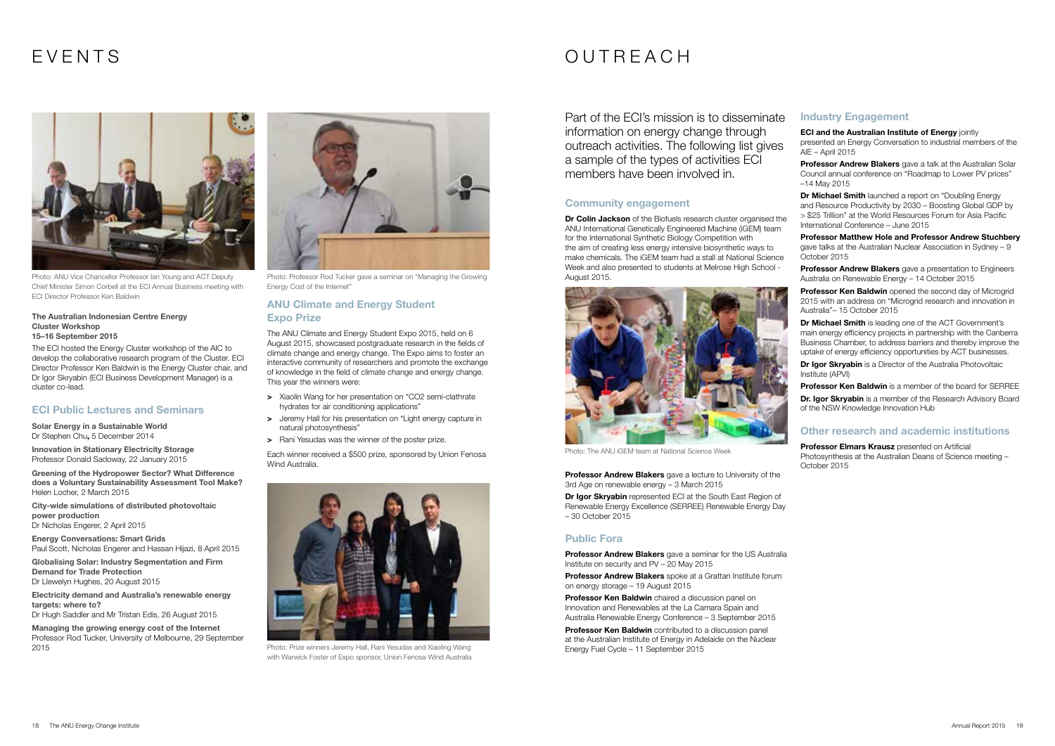# EVENTS

Photo: ANU Vice Chancellor Professor Ian Young and ACT Deputy Chief Minister Simon Corbell at the ECI Annual Business meeting with ECI Director Professor Ken Baldwin

Photo: Professor Rod Tucker gave a seminar on "Managing the Growing Energy Cost of the Internet"

**The Australian Indonesian Centre Energy Cluster Workshop**
**15–16 September 2015**

The ECI hosted the Energy Cluster workshop of the AIC to develop the collaborative research program of the Cluster. ECI Director Professor Ken Baldwin is the Energy Cluster chair, and Dr Igor Skryabin (ECI Business Development Manager) is a cluster co-lead.

## ECI Public Lectures and Seminars

**Solar Energy in a Sustainable World**
Dr Stephen Chu, 5 December 2014

**Innovation in Stationary Electricity Storage**
Professor Donald Sadoway, 22 January 2015

**Greening of the Hydropower Sector? What Difference does a Voluntary Sustainability Assessment Tool Make?**
Helen Locher, 2 March 2015

**City-wide simulations of distributed photovoltaic power production**
Dr Nicholas Engerer, 2 April 2015

**Energy Conversations: Smart Grids**
Paul Scott, Nicholas Engerer and Hassan Hijazi, 8 April 2015

**Globalising Solar: Industry Segmentation and Firm Demand for Trade Protection**
Dr Llewelyn Hughes, 20 August 2015

**Electricity demand and Australia's renewable energy targets: where to?**
Dr Hugh Saddler and Mr Tristan Edis, 26 August 2015

**Managing the growing energy cost of the Internet**
Professor Rod Tucker, University of Melbourne, 29 September 2015

## ANU Climate and Energy Student Expo Prize

The ANU Climate and Energy Student Expo 2015, held on 6 August 2015, showcased postgraduate research in the fields of climate change and energy change. The Expo aims to foster an interactive community of researchers and promote the exchange of knowledge in the field of climate change and energy change. This year the winners were:

- Xiaolin Wang for her presentation on "CO2 semi-clathrate hydrates for air conditioning applications"
- Jeremy Hall for his presentation on "Light energy capture in natural photosynthesis"
- Rani Yesudas was the winner of the poster prize.

Each winner received a $500 prize, sponsored by Union Fenosa Wind Australia.

Photo: Prize winners Jeremy Hall, Rani Yesudas and Xiaoling Wang with Warwick Foster of Expo sponsor, Union Fenosa Wind Australia

# OUTREACH

Part of the ECI's mission is to disseminate information on energy change through outreach activities. The following list gives a sample of the types of activities ECI members have been involved in.

## Community engagement

**Dr Colin Jackson** of the Biofuels research cluster organised the ANU International Genetically Engineered Machine (iGEM) team for the International Synthetic Biology Competition with the aim of creating less energy intensive biosynthetic ways to make chemicals. The iGEM team had a stall at National Science Week and also presented to students at Melrose High School - August 2015.

Photo: The ANU iGEM team at National Science Week

**Professor Andrew Blakers** gave a lecture to University of the 3rd Age on renewable energy – 3 March 2015

**Dr Igor Skryabin** represented ECI at the South East Region of Renewable Energy Excellence (SERREE) Renewable Energy Day – 30 October 2015

## Public Fora

**Professor Andrew Blakers** gave a seminar for the US Australia Institute on security and PV – 20 May 2015

**Professor Andrew Blakers** spoke at a Grattan Institute forum on energy storage – 19 August 2015

**Professor Ken Baldwin** chaired a discussion panel on Innovation and Renewables at the La Camara Spain and Australia Renewable Energy Conference – 3 September 2015

**Professor Ken Baldwin** contributed to a discussion panel at the Australian Institute of Energy in Adelaide on the Nuclear Energy Fuel Cycle – 11 September 2015

## Industry Engagement

**ECI and the Australian Institute of Energy** jointly presented an Energy Conversation to industrial members of the AIE – April 2015

**Professor Andrew Blakers** gave a talk at the Australian Solar Council annual conference on "Roadmap to Lower PV prices" –14 May 2015

**Dr Michael Smith** launched a report on "Doubling Energy and Resource Productivity by 2030 – Boosting Global GDP by > $25 Trillion" at the World Resources Forum for Asia Pacific International Conference – June 2015

**Professor Matthew Hole and Professor Andrew Stuchbery** gave talks at the Australian Nuclear Association in Sydney – 9 October 2015

**Professor Andrew Blakers** gave a presentation to Engineers Australia on Renewable Energy – 14 October 2015

**Professor Ken Baldwin** opened the second day of Microgrid 2015 with an address on "Microgrid research and innovation in Australia"– 15 October 2015

**Dr Michael Smith** is leading one of the ACT Government's main energy efficiency projects in partnership with the Canberra Business Chamber, to address barriers and thereby improve the uptake of energy efficiency opportunities by ACT businesses.

**Dr Igor Skryabin** is a Director of the Australia Photovoltaic Institute (APVI)

**Professor Ken Baldwin** is a member of the board for SERREE

**Dr. Igor Skryabin** is a member of the Research Advisory Board of the NSW Knowledge Innovation Hub

## Other research and academic institutions

**Professor Elmars Krausz** presented on Artificial Photosynthesis at the Australian Deans of Science meeting – October 2015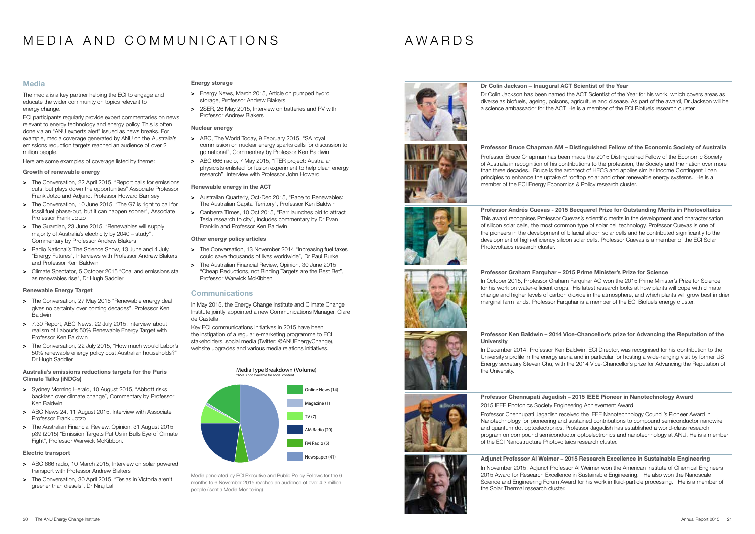# MEDIA AND COMMUNICATIONS

## Media

The media is a key partner helping the ECI to engage and educate the wider community on topics relevant to energy change.

ECI participants regularly provide expert commentaries on news relevant to energy technology and energy policy. This is often done via an "ANU experts alert" issued as news breaks. For example, media coverage generated by ANU on the Australia's emissions reduction targets reached an audience of over 2 million people.

Here are some examples of coverage listed by theme:

### Growth of renewable energy

- The Conversation, 22 April 2015, "Report calls for emissions cuts, but plays down the opportunities" Associate Professor Frank Jotzo and Adjunct Professor Howard Bamsey
- The Conversation, 10 June 2015, "The G7 is right to call for fossil fuel phase-out, but it can happen sooner", Associate Professor Frank Jotzo
- The Guardian, 23 June 2015, "Renewables will supply majority of Australia's electricity by 2040 – study", Commentary by Professor Andrew Blakers
- Radio National's The Science Show, 13 June and 4 July, "Energy Futures", Interviews with Professor Andrew Blakers and Professor Ken Baldwin
- Climate Spectator, 5 October 2015 "Coal and emissions stall as renewables rise", Dr Hugh Saddler

### Renewable Energy Target

- The Conversation, 27 May 2015 "Renewable energy deal gives no certainty over coming decades", Professor Ken Baldwin
- 7.30 Report, ABC News, 22 July 2015, Interview about realism of Labour's 50% Renewable Energy Target with Professor Ken Baldwin
- The Conversation, 22 July 2015, "How much would Labor's 50% renewable energy policy cost Australian households?" Dr Hugh Saddler

### Australia's emissions reductions targets for the Paris Climate Talks (iNDCs)

- Sydney Morning Herald, 10 August 2015, "Abbott risks backlash over climate change", Commentary by Professor Ken Baldwin
- ABC News 24, 11 August 2015, Interview with Associate Professor Frank Jotzo
- The Australian Financial Review, Opinion, 31 August 2015 p39 (2015) "Emission Targets Put Us in Bulls Eye of Climate Fight", Professor Warwick McKibbon.

### Electric transport

- ABC 666 radio, 10 March 2015, Interview on solar powered transport with Professor Andrew Blakers
- The Conversation, 30 April 2015, "Teslas in Victoria aren't greener than diesels", Dr Niraj Lal

### Energy storage

- Energy News, March 2015, Article on pumped hydro storage, Professor Andrew Blakers
- 2SER, 26 May 2015, Interview on batteries and PV with Professor Andrew Blakers

### Nuclear energy

- ABC, The World Today, 9 February 2015, "SA royal commission on nuclear energy sparks calls for discussion to go national", Commentary by Professor Ken Baldwin
- ABC 666 radio, 7 May 2015, "ITER project: Australian physicists enlisted for fusion experiment to help clean energy research" Interview with Professor John Howard

### Renewable energy in the ACT

- Australian Quarterly, Oct-Dec 2015, "Race to Renewables: The Australian Capital Territory", Professor Ken Baldwin
- Canberra Times, 10 Oct 2015, "Barr launches bid to attract Tesla research to city", Includes commentary by Dr Evan Franklin and Professor Ken Baldwin

### Other energy policy articles

- The Conversation, 13 November 2014 "Increasing fuel taxes could save thousands of lives worldwide", Dr Paul Burke
- The Australian Financial Review, Opinion, 30 June 2015 "Cheap Reductions, not Binding Targets are the Best Bet", Professor Warwick McKibben

## Communications

In May 2015, the Energy Change Institute and Climate Change Institute jointly appointed a new Communications Manager, Clare de Castella.

Key ECI communications initiatives in 2015 have been the instigation of a regular e-marketing programme to ECI stakeholders, social media (Twitter: @ANUEnergyChange), website upgrades and various media relations initiatives.

**Media Type Breakdown (Volume)**
*ASR is not available for social content

| Media Type | Volume |
|---|---|
| Online News | 14 |
| Magazine | 1 |
| TV | 7 |
| AM Radio | 20 |
| FM Radio | 5 |
| Newspaper | 41 |

Media generated by ECI Executive and Public Policy Fellows for the 6 months to 6 November 2015 reached an audience of over 4.3 million people (isentia Media Monitoring)

# AWARDS

**Dr Colin Jackson – Inaugural ACT Scientist of the Year**

Dr Colin Jackson has been named the ACT Scientist of the Year for his work, which covers areas as diverse as biofuels, ageing, poisons, agriculture and disease. As part of the award, Dr Jackson will be a science ambassador for the ACT. He is a member of the ECI Biofuels research cluster.

**Professor Bruce Chapman AM – Distinguished Fellow of the Economic Society of Australia**

Professor Bruce Chapman has been made the 2015 Distinguished Fellow of the Economic Society of Australia in recognition of his contributions to the profession, the Society and the nation over more than three decades. Bruce is the architect of HECS and applies similar Income Contingent Loan principles to enhance the uptake of rooftop solar and other renewable energy systems. He is a member of the ECI Energy Economics & Policy research cluster.

**Professor Andrés Cuevas - 2015 Becquerel Prize for Outstanding Merits in Photovoltaics**

This award recognises Professor Cuevas's scientific merits in the development and characterisation of silicon solar cells, the most common type of solar cell technology. Professor Cuevas is one of the pioneers in the development of bifacial silicon solar cells and he contributed significantly to the development of high-efficiency silicon solar cells. Professor Cuevas is a member of the ECI Solar Photovoltaics research cluster.

**Professor Graham Farquhar – 2015 Prime Minister's Prize for Science**

In October 2015, Professor Graham Farquhar AO won the 2015 Prime Minister's Prize for Science for his work on water-efficient crops. His latest research looks at how plants will cope with climate change and higher levels of carbon dioxide in the atmosphere, and which plants will grow best in drier marginal farm lands. Professor Farquhar is a member of the ECI Biofuels energy cluster.

**Professor Ken Baldwin – 2014 Vice-Chancellor's prize for Advancing the Reputation of the University**

In December 2014, Professor Ken Baldwin, ECI Director, was recognised for his contribution to the University's profile in the energy arena and in particular for hosting a wide-ranging visit by former US Energy secretary Steven Chu, with the 2014 Vice-Chancellor's prize for Advancing the Reputation of the University.

**Professor Chennupati Jagadish – 2015 IEEE Pioneer in Nanotechnology Award**

2015 IEEE Photonics Society Engineering Achievement Award

Professor Chennupati Jagadish received the IEEE Nanotechnology Council's Pioneer Award in Nanotechnology for pioneering and sustained contributions to compound semiconductor nanowire and quantum dot optoelectronics. Professor Jagadish has established a world-class research program on compound semiconductor optoelectronics and nanotechnology at ANU. He is a member of the ECI Nanostructure Photovoltaics research cluster.

**Adjunct Professor Al Weimer – 2015 Research Excellence in Sustainable Engineering**

In November 2015, Adjunct Professor Al Weimer won the American Institute of Chemical Engineers 2015 Award for Research Excellence in Sustainable Engineering. He also won the Nanoscale Science and Engineering Forum Award for his work in fluid-particle processing. He is a member of the Solar Thermal research cluster.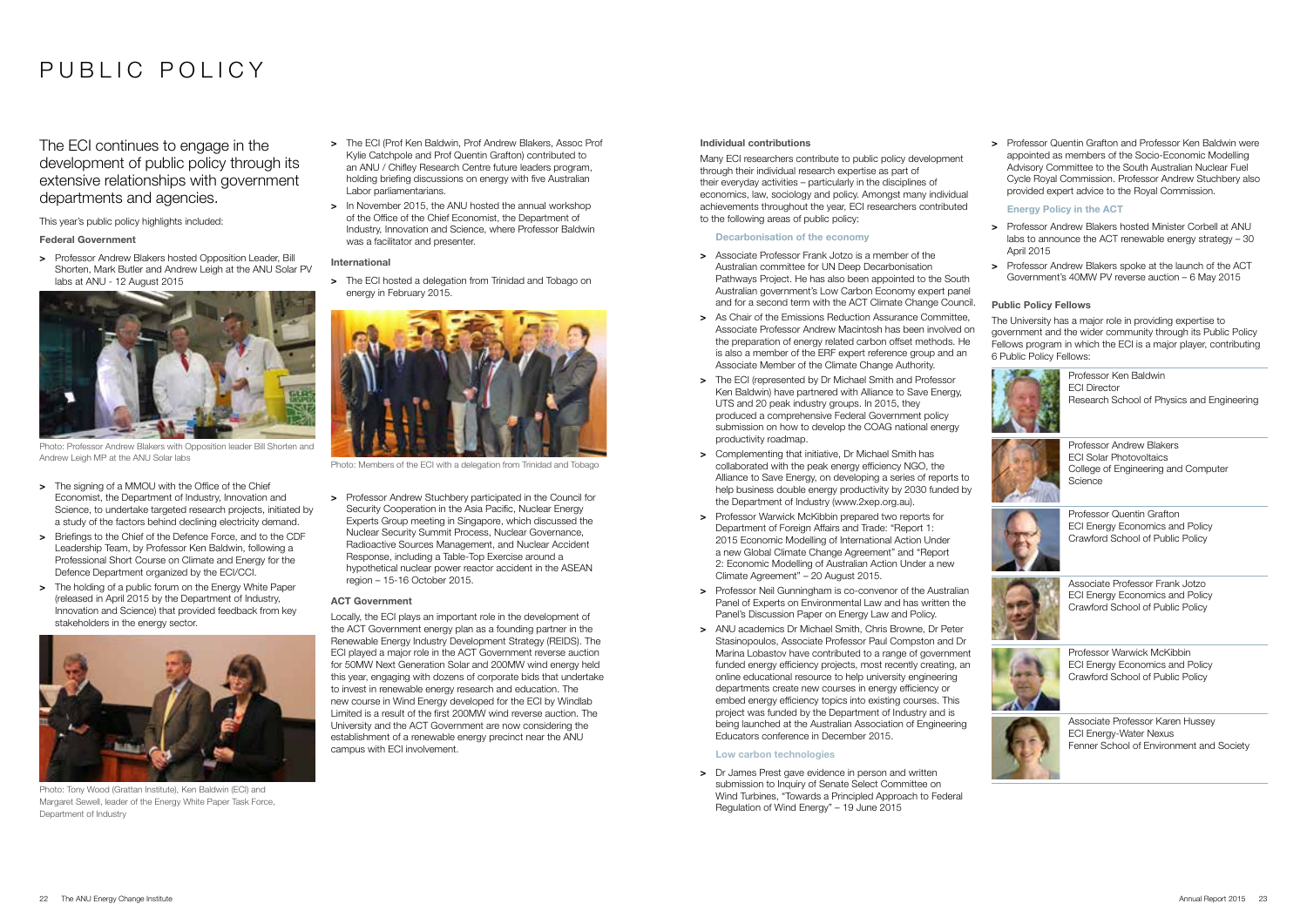# PUBLIC POLICY

## The ECI continues to engage in the development of public policy through its extensive relationships with government departments and agencies.

This year's public policy highlights included:

**Federal Government**

- Professor Andrew Blakers hosted Opposition Leader, Bill Shorten, Mark Butler and Andrew Leigh at the ANU Solar PV labs at ANU - 12 August 2015

Photo: Professor Andrew Blakers with Opposition leader Bill Shorten and Andrew Leigh MP at the ANU Solar labs

- The signing of a MMOU with the Office of the Chief Economist, the Department of Industry, Innovation and Science, to undertake targeted research projects, initiated by a study of the factors behind declining electricity demand.
- Briefings to the Chief of the Defence Force, and to the CDF Leadership Team, by Professor Ken Baldwin, following a Professional Short Course on Climate and Energy for the Defence Department organized by the ECI/CCI.
- The holding of a public forum on the Energy White Paper (released in April 2015 by the Department of Industry, Innovation and Science) that provided feedback from key stakeholders in the energy sector.

Photo: Tony Wood (Grattan Institute), Ken Baldwin (ECI) and Margaret Sewell, leader of the Energy White Paper Task Force, Department of Industry

- The ECI (Prof Ken Baldwin, Prof Andrew Blakers, Assoc Prof Kylie Catchpole and Prof Quentin Grafton) contributed to an ANU / Chifley Research Centre future leaders program, holding briefing discussions on energy with five Australian Labor parliamentarians.
- In November 2015, the ANU hosted the annual workshop of the Office of the Chief Economist, the Department of Industry, Innovation and Science, where Professor Baldwin was a facilitator and presenter.

**International**

- The ECI hosted a delegation from Trinidad and Tobago on energy in February 2015.

Photo: Members of the ECI with a delegation from Trinidad and Tobago

- Professor Andrew Stuchbery participated in the Council for Security Cooperation in the Asia Pacific, Nuclear Energy Experts Group meeting in Singapore, which discussed the Nuclear Security Summit Process, Nuclear Governance, Radioactive Sources Management, and Nuclear Accident Response, including a Table-Top Exercise around a hypothetical nuclear power reactor accident in the ASEAN region – 15-16 October 2015.

**ACT Government**

Locally, the ECI plays an important role in the development of the ACT Government energy plan as a founding partner in the Renewable Energy Industry Development Strategy (REIDS). The ECI played a major role in the ACT Government reverse auction for 50MW Next Generation Solar and 200MW wind energy held this year, engaging with dozens of corporate bids that undertake to invest in renewable energy research and education. The new course in Wind Energy developed for the ECI by Windlab Limited is a result of the first 200MW wind reverse auction. The University and the ACT Government are now considering the establishment of a renewable energy precinct near the ANU campus with ECI involvement.

**Individual contributions**

Many ECI researchers contribute to public policy development through their individual research expertise as part of their everyday activities – particularly in the disciplines of economics, law, sociology and policy. Amongst many individual achievements throughout the year, ECI researchers contributed to the following areas of public policy:

### Decarbonisation of the economy

- Associate Professor Frank Jotzo is a member of the Australian committee for UN Deep Decarbonisation Pathways Project. He has also been appointed to the South Australian government's Low Carbon Economy expert panel and for a second term with the ACT Climate Change Council.
- As Chair of the Emissions Reduction Assurance Committee, Associate Professor Andrew Macintosh has been involved on the preparation of energy related carbon offset methods. He is also a member of the ERF expert reference group and an Associate Member of the Climate Change Authority.
- The ECI (represented by Dr Michael Smith and Professor Ken Baldwin) have partnered with Alliance to Save Energy, UTS and 20 peak industry groups. In 2015, they produced a comprehensive Federal Government policy submission on how to develop the COAG national energy productivity roadmap.
- Complementing that initiative, Dr Michael Smith has collaborated with the peak energy efficiency NGO, the Alliance to Save Energy, on developing a series of reports to help business double energy productivity by 2030 funded by the Department of Industry (www.2xep.org.au).
- Professor Warwick McKibbin prepared two reports for Department of Foreign Affairs and Trade: "Report 1: 2015 Economic Modelling of International Action Under a new Global Climate Change Agreement" and "Report 2: Economic Modelling of Australian Action Under a new Climate Agreement" – 20 August 2015.
- Professor Neil Gunningham is co-convenor of the Australian Panel of Experts on Environmental Law and has written the Panel's Discussion Paper on Energy Law and Policy.
- ANU academics Dr Michael Smith, Chris Browne, Dr Peter Stasinopoulos, Associate Professor Paul Compston and Dr Marina Lobastov have contributed to a range of government funded energy efficiency projects, most recently creating, an online educational resource to help university engineering departments create new courses in energy efficiency or embed energy efficiency topics into existing courses. This project was funded by the Department of Industry and is being launched at the Australian Association of Engineering Educators conference in December 2015.

### Low carbon technologies

- Dr James Prest gave evidence in person and written submission to Inquiry of Senate Select Committee on Wind Turbines, "Towards a Principled Approach to Federal Regulation of Wind Energy" – 19 June 2015
- Professor Quentin Grafton and Professor Ken Baldwin were appointed as members of the Socio-Economic Modelling Advisory Committee to the South Australian Nuclear Fuel Cycle Royal Commission. Professor Andrew Stuchbery also provided expert advice to the Royal Commission.

### Energy Policy in the ACT

- Professor Andrew Blakers hosted Minister Corbell at ANU labs to announce the ACT renewable energy strategy – 30 April 2015
- Professor Andrew Blakers spoke at the launch of the ACT Government's 40MW PV reverse auction – 6 May 2015

**Public Policy Fellows**

The University has a major role in providing expertise to government and the wider community through its Public Policy Fellows program in which the ECI is a major player, contributing 6 Public Policy Fellows:

Professor Ken Baldwin
ECI Director
Research School of Physics and Engineering

Professor Andrew Blakers
ECI Solar Photovoltaics
College of Engineering and Computer Science

Professor Quentin Grafton
ECI Energy Economics and Policy
Crawford School of Public Policy

Associate Professor Frank Jotzo
ECI Energy Economics and Policy
Crawford School of Public Policy

Professor Warwick McKibbin
ECI Energy Economics and Policy
Crawford School of Public Policy

Associate Professor Karen Hussey
ECI Energy-Water Nexus
Fenner School of Environment and Society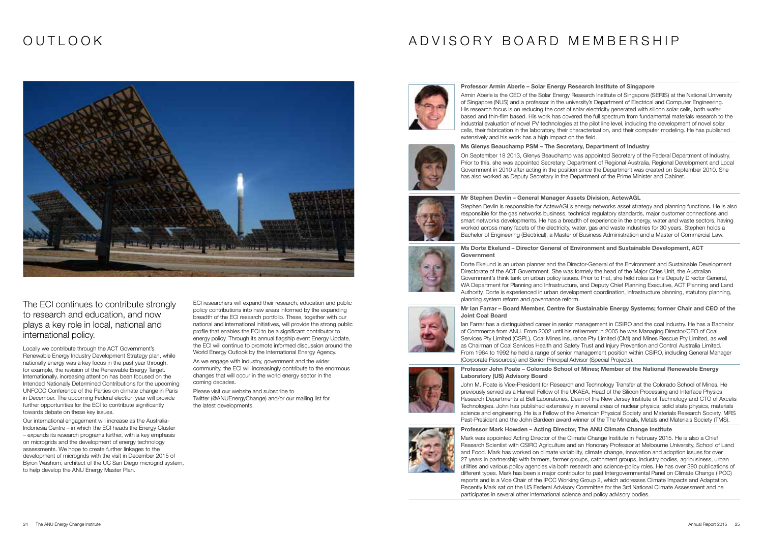# OUTLOOK

The ECI continues to contribute strongly to research and education, and now plays a key role in local, national and international policy.

Locally we contribute through the ACT Government's Renewable Energy Industry Development Strategy plan, while nationally energy was a key focus in the past year through, for example, the revision of the Renewable Energy Target. Internationally, increasing attention has been focused on the Intended Nationally Determined Contributions for the upcoming UNFCCC Conference of the Parties on climate change in Paris in December. The upcoming Federal election year will provide further opportunities for the ECI to contribute significantly towards debate on these key issues.

Our international engagement will increase as the Australia-Indonesia Centre – in which the ECI heads the Energy Cluster – expands its research programs further, with a key emphasis on microgrids and the development of energy technology assessments. We hope to create further linkages to the development of microgrids with the visit in December 2015 of Byron Washom, architect of the UC San Diego microgrid system, to help develop the ANU Energy Master Plan.

ECI researchers will expand their research, education and public policy contributions into new areas informed by the expanding breadth of the ECI research portfolio. These, together with our national and international initiatives, will provide the strong public profile that enables the ECI to be a significant contributor to energy policy. Through its annual flagship event Energy Update, the ECI will continue to promote informed discussion around the World Energy Outlook by the International Energy Agency.

As we engage with industry, government and the wider community, the ECI will increasingly contribute to the enormous changes that will occur in the world energy sector in the coming decades.

Please visit our website and subscribe to Twitter (@ANUEnergyChange) and/or our mailing list for the latest developments.

# ADVISORY BOARD MEMBERSHIP

**Professor Armin Aberle – Solar Energy Research Institute of Singapore**

Armin Aberle is the CEO of the Solar Energy Research Institute of Singapore (SERIS) at the National University of Singapore (NUS) and a professor in the university's Department of Electrical and Computer Engineering. His research focus is on reducing the cost of solar electricity generated with silicon solar cells, both wafer based and thin-film based. His work has covered the full spectrum from fundamental materials research to the industrial evaluation of novel PV technologies at the pilot line level, including the development of novel solar cells, their fabrication in the laboratory, their characterisation, and their computer modeling. He has published extensively and his work has a high impact on the field.

**Ms Glenys Beauchamp PSM – The Secretary, Department of Industry**

On September 18 2013, Glenys Beauchamp was appointed Secretary of the Federal Department of Industry. Prior to this, she was appointed Secretary, Department of Regional Australia, Regional Development and Local Government in 2010 after acting in the position since the Department was created on September 2010. She has also worked as Deputy Secretary in the Department of the Prime Minister and Cabinet.

**Mr Stephen Devlin – General Manager Assets Division, ActewAGL**

Stephen Devlin is responsible for ActewAGL's energy networks asset strategy and planning functions. He is also responsible for the gas networks business, technical regulatory standards, major customer connections and smart networks developments. He has a breadth of experience in the energy, water and waste sectors, having worked across many facets of the electricity, water, gas and waste industries for 30 years. Stephen holds a Bachelor of Engineering (Electrical), a Master of Business Administration and a Master of Commercial Law.

**Ms Dorte Ekelund – Director General of Environment and Sustainable Development, ACT Government**

Dorte Ekelund is an urban planner and the Director-General of the Environment and Sustainable Development Directorate of the ACT Government. She was formely the head of the Major Cities Unit, the Australian Government's think tank on urban policy issues. Prior to that, she held roles as the Deputy Director General, WA Department for Planning and Infrastructure, and Deputy Chief Planning Executive, ACT Planning and Land Authority. Dorte is experienced in urban development coordination, infrastructure planning, statutory planning, planning system reform and governance reform.

**Mr Ian Farrar – Board Member, Centre for Sustainable Energy Systems; former Chair and CEO of the Joint Coal Board**

Ian Farrar has a distinguished career in senior management in CSIRO and the coal industry. He has a Bachelor of Commerce from ANU. From 2002 until his retirement in 2005 he was Managing Director/CEO of Coal Services Pty Limited (CSPL), Coal Mines Insurance Pty Limited (CMI) and Mines Rescue Pty Limited, as well as Chairman of Coal Services Health and Safety Trust and Injury Prevention and Control Australia Limited. From 1964 to 1992 he held a range of senior management position within CSIRO, including General Manager (Corporate Resources) and Senior Principal Advisor (Special Projects).

**Professor John Poate – Colorado School of Mines; Member of the National Renewable Energy Laboratory (US) Advisory Board**

John M. Poate is Vice-President for Research and Technology Transfer at the Colorado School of Mines. He previously served as a Harwell Fellow of the UKAEA, Head of the Silicon Processing and Interface Physics Research Departments at Bell Laboratories, Dean of the New Jersey Institute of Technology and CTO of Axcelis Technologies. John has published extensively in several areas of nuclear physics, solid state physics, materials science and engineering. He is a Fellow of the American Physical Society and Materials Research Society, MRS Past-President and the John Bardeen award winner of the The Minerals, Metals and Materials Society (TMS).

**Professor Mark Howden – Acting Director, The ANU Climate Change Institute**

Mark was appointed Acting Director of the Climate Change Institute in February 2015. He is also a Chief Research Scientist with CSIRO Agriculture and an Honorary Professor at Melbourne University, School of Land and Food. Mark has worked on climate variability, climate change, innovation and adoption issues for over 27 years in partnership with farmers, farmer groups, catchment groups, industry bodies, agribusiness, urban utilities and various policy agencies via both research and science-policy roles. He has over 390 publications of different types. Mark has been a major contributor to past Intergovernmental Panel on Climate Change (IPCC) reports and is a Vice Chair of the IPCC Working Group 2, which addresses Climate Impacts and Adaptation. Recently Mark sat on the US Federal Advisory Committee for the 3rd National Climate Assessment and he participates in several other international science and policy advisory bodies.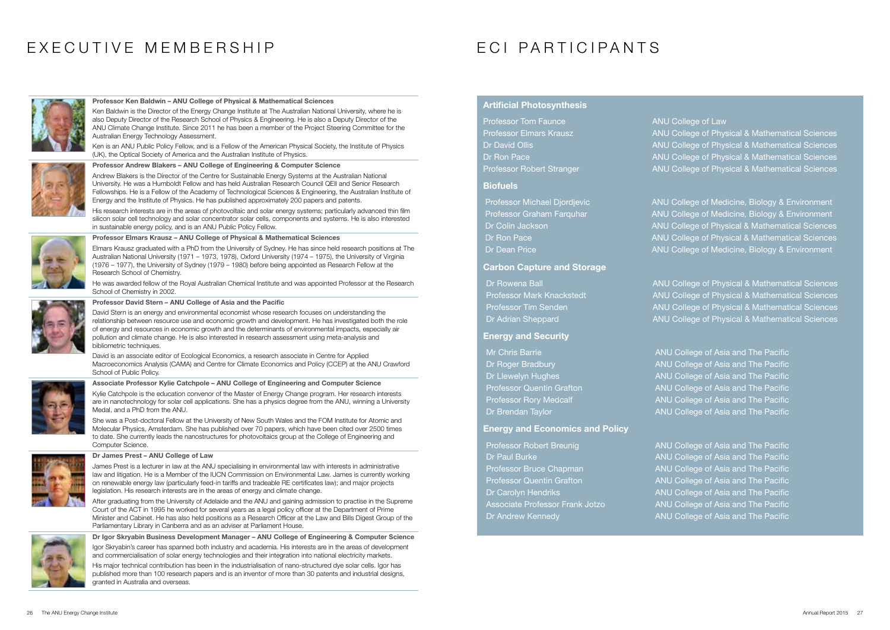# EXECUTIVE MEMBERSHIP

**Professor Ken Baldwin – ANU College of Physical & Mathematical Sciences**

Ken Baldwin is the Director of the Energy Change Institute at The Australian National University, where he is also Deputy Director of the Research School of Physics & Engineering. He is also a Deputy Director of the ANU Climate Change Institute. Since 2011 he has been a member of the Project Steering Committee for the Australian Energy Technology Assessment.

Ken is an ANU Public Policy Fellow, and is a Fellow of the American Physical Society, the Institute of Physics (UK), the Optical Society of America and the Australian Institute of Physics.

**Professor Andrew Blakers – ANU College of Engineering & Computer Science**

Andrew Blakers is the Director of the Centre for Sustainable Energy Systems at the Australian National University. He was a Humboldt Fellow and has held Australian Research Council QEII and Senior Research Fellowships. He is a Fellow of the Academy of Technological Sciences & Engineering, the Australian Institute of Energy and the Institute of Physics. He has published approximately 200 papers and patents.

His research interests are in the areas of photovoltaic and solar energy systems; particularly advanced thin film silicon solar cell technology and solar concentrator solar cells, components and systems. He is also interested in sustainable energy policy, and is an ANU Public Policy Fellow.

**Professor Elmars Krausz – ANU College of Physical & Mathematical Sciences**

Elmars Krausz graduated with a PhD from the University of Sydney. He has since held research positions at The Australian National University (1971 – 1973, 1978), Oxford University (1974 – 1975), the University of Virginia (1976 – 1977), the University of Sydney (1979 – 1980) before being appointed as Research Fellow at the Research School of Chemistry.

He was awarded fellow of the Royal Australian Chemical Institute and was appointed Professor at the Research School of Chemistry in 2002.

**Professor David Stern – ANU College of Asia and the Pacific**

David Stern is an energy and environmental economist whose research focuses on understanding the relationship between resource use and economic growth and development. He has investigated both the role of energy and resources in economic growth and the determinants of environmental impacts, especially air pollution and climate change. He is also interested in research assessment using meta-analysis and bibliometric techniques.

David is an associate editor of Ecological Economics, a research associate in Centre for Applied Macroeconomics Analysis (CAMA) and Centre for Climate Economics and Policy (CCEP) at the ANU Crawford School of Public Policy.

**Associate Professor Kylie Catchpole – ANU College of Engineering and Computer Science**

Kylie Catchpole is the education convenor of the Master of Energy Change program. Her research interests are in nanotechnology for solar cell applications. She has a physics degree from the ANU, winning a University Medal, and a PhD from the ANU.

She was a Post-doctoral Fellow at the University of New South Wales and the FOM Institute for Atomic and Molecular Physics, Amsterdam. She has published over 70 papers, which have been cited over 2500 times to date. She currently leads the nanostructures for photovoltaics group at the College of Engineering and Computer Science.

**Dr James Prest – ANU College of Law**

James Prest is a lecturer in law at the ANU specialising in environmental law with interests in administrative law and litigation. He is a Member of the IUCN Commission on Environmental Law. James is currently working on renewable energy law (particularly feed-in tariffs and tradeable RE certificates law); and major projects legislation. His research interests are in the areas of energy and climate change.

After graduating from the University of Adelaide and the ANU and gaining admission to practise in the Supreme Court of the ACT in 1995 he worked for several years as a legal policy officer at the Department of Prime Minister and Cabinet. He has also held positions as a Research Officer at the Law and Bills Digest Group of the Parliamentary Library in Canberra and as an adviser at Parliament House.

**Dr Igor Skryabin Business Development Manager – ANU College of Engineering & Computer Science**

Igor Skryabin's career has spanned both industry and academia. His interests are in the areas of development and commercialisation of solar energy technologies and their integration into national electricity markets.

His major technical contribution has been in the industrialisation of nano-structured dye solar cells. Igor has published more than 100 research papers and is an inventor of more than 30 patents and industrial designs, granted in Australia and overseas.

# ECI PARTICIPANTS

## Artificial Photosynthesis

| Name | College |
|---|---|
| Professor Tom Faunce | ANU College of Law |
| Professor Elmars Krausz | ANU College of Physical & Mathematical Sciences |
| Dr David Ollis | ANU College of Physical & Mathematical Sciences |
| Dr Ron Pace | ANU College of Physical & Mathematical Sciences |
| Professor Robert Stranger | ANU College of Physical & Mathematical Sciences |

## Biofuels

| Name | College |
|---|---|
| Professor Michael Djordjevic | ANU College of Medicine, Biology & Environment |
| Professor Graham Farquhar | ANU College of Medicine, Biology & Environment |
| Dr Colin Jackson | ANU College of Physical & Mathematical Sciences |
| Dr Ron Pace | ANU College of Physical & Mathematical Sciences |
| Dr Dean Price | ANU College of Medicine, Biology & Environment |

## Carbon Capture and Storage

| Name | College |
|---|---|
| Dr Rowena Ball | ANU College of Physical & Mathematical Sciences |
| Professor Mark Knackstedt | ANU College of Physical & Mathematical Sciences |
| Professor Tim Senden | ANU College of Physical & Mathematical Sciences |
| Dr Adrian Sheppard | ANU College of Physical & Mathematical Sciences |

## Energy and Security

| Name | College |
|---|---|
| Mr Chris Barrie | ANU College of Asia and The Pacific |
| Dr Roger Bradbury | ANU College of Asia and The Pacific |
| Dr Llewelyn Hughes | ANU College of Asia and The Pacific |
| Professor Quentin Grafton | ANU College of Asia and The Pacific |
| Professor Rory Medcalf | ANU College of Asia and The Pacific |
| Dr Brendan Taylor | ANU College of Asia and The Pacific |

## Energy and Economics and Policy

| Name | College |
|---|---|
| Professor Robert Breunig | ANU College of Asia and The Pacific |
| Dr Paul Burke | ANU College of Asia and The Pacific |
| Professor Bruce Chapman | ANU College of Asia and The Pacific |
| Professor Quentin Grafton | ANU College of Asia and The Pacific |
| Dr Carolyn Hendriks | ANU College of Asia and The Pacific |
| Associate Professor Frank Jotzo | ANU College of Asia and The Pacific |
| Dr Andrew Kennedy | ANU College of Asia and The Pacific |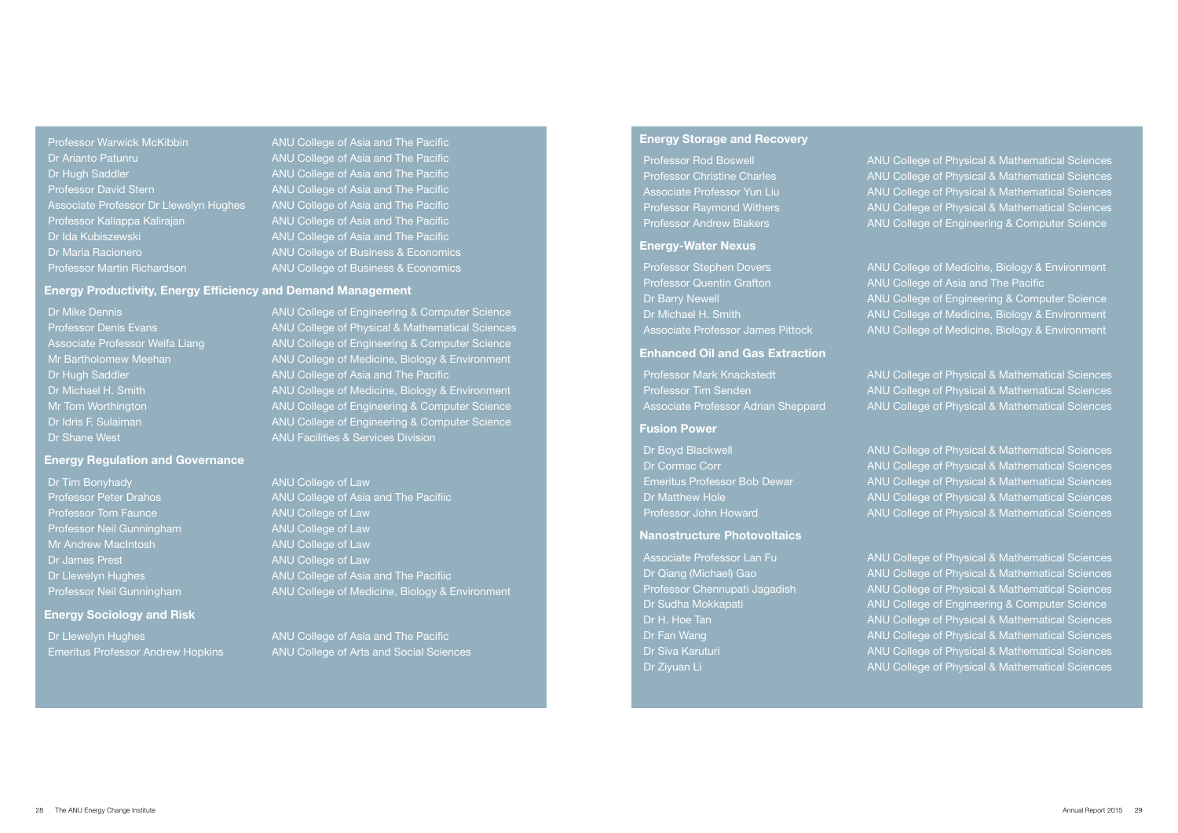| | |
|---|---|
| Professor Warwick McKibbin | ANU College of Asia and The Pacific |
| Dr Arianto Patunru | ANU College of Asia and The Pacific |
| Dr Hugh Saddler | ANU College of Asia and The Pacific |
| Professor David Stern | ANU College of Asia and The Pacific |
| Associate Professor Dr Llewelyn Hughes | ANU College of Asia and The Pacific |
| Professor Kaliappa Kalirajan | ANU College of Asia and The Pacific |
| Dr Ida Kubiszewski | ANU College of Asia and The Pacific |
| Dr Maria Racionero | ANU College of Business & Economics |
| Professor Martin Richardson | ANU College of Business & Economics |

### Energy Productivity, Energy Efficiency and Demand Management

| | |
|---|---|
| Dr Mike Dennis | ANU College of Engineering & Computer Science |
| Professor Denis Evans | ANU College of Physical & Mathematical Sciences |
| Associate Professor Weifa Liang | ANU College of Engineering & Computer Science |
| Mr Bartholomew Meehan | ANU College of Medicine, Biology & Environment |
| Dr Hugh Saddler | ANU College of Asia and The Pacific |
| Dr Michael H. Smith | ANU College of Medicine, Biology & Environment |
| Mr Tom Worthington | ANU College of Engineering & Computer Science |
| Dr Idris F. Sulaiman | ANU College of Engineering & Computer Science |
| Dr Shane West | ANU Facilities & Services Division |

### Energy Regulation and Governance

| | |
|---|---|
| Dr Tim Bonyhady | ANU College of Law |
| Professor Peter Drahos | ANU College of Asia and The Pacifiic |
| Professor Tom Faunce | ANU College of Law |
| Professor Neil Gunningham | ANU College of Law |
| Mr Andrew MacIntosh | ANU College of Law |
| Dr James Prest | ANU College of Law |
| Dr Llewelyn Hughes | ANU College of Asia and The Pacifiic |
| Professor Neil Gunningham | ANU College of Medicine, Biology & Environment |

### Energy Sociology and Risk

| | |
|---|---|
| Dr Llewelyn Hughes | ANU College of Asia and The Pacific |
| Emeritus Professor Andrew Hopkins | ANU College of Arts and Social Sciences |

### Energy Storage and Recovery

| | |
|---|---|
| Professor Rod Boswell | ANU College of Physical & Mathematical Sciences |
| Professor Christine Charles | ANU College of Physical & Mathematical Sciences |
| Associate Professor Yun Liu | ANU College of Physical & Mathematical Sciences |
| Professor Raymond Withers | ANU College of Physical & Mathematical Sciences |
| Professor Andrew Blakers | ANU College of Engineering & Computer Science |

### Energy-Water Nexus

| | |
|---|---|
| Professor Stephen Dovers | ANU College of Medicine, Biology & Environment |
| Professor Quentin Grafton | ANU College of Asia and The Pacific |
| Dr Barry Newell | ANU College of Engineering & Computer Science |
| Dr Michael H. Smith | ANU College of Medicine, Biology & Environment |
| Associate Professor James Pittock | ANU College of Medicine, Biology & Environment |

### Enhanced Oil and Gas Extraction

| | |
|---|---|
| Professor Mark Knackstedt | ANU College of Physical & Mathematical Sciences |
| Professor Tim Senden | ANU College of Physical & Mathematical Sciences |
| Associate Professor Adrian Sheppard | ANU College of Physical & Mathematical Sciences |

### Fusion Power

| | |
|---|---|
| Dr Boyd Blackwell | ANU College of Physical & Mathematical Sciences |
| Dr Cormac Corr | ANU College of Physical & Mathematical Sciences |
| Emeritus Professor Bob Dewar | ANU College of Physical & Mathematical Sciences |
| Dr Matthew Hole | ANU College of Physical & Mathematical Sciences |
| Professor John Howard | ANU College of Physical & Mathematical Sciences |

### Nanostructure Photovoltaics

| | |
|---|---|
| Associate Professor Lan Fu | ANU College of Physical & Mathematical Sciences |
| Dr Qiang (Michael) Gao | ANU College of Physical & Mathematical Sciences |
| Professor Chennupati Jagadish | ANU College of Physical & Mathematical Sciences |
| Dr Sudha Mokkapati | ANU College of Engineering & Computer Science |
| Dr H. Hoe Tan | ANU College of Physical & Mathematical Sciences |
| Dr Fan Wang | ANU College of Physical & Mathematical Sciences |
| Dr Siva Karuturi | ANU College of Physical & Mathematical Sciences |
| Dr Ziyuan Li | ANU College of Physical & Mathematical Sciences |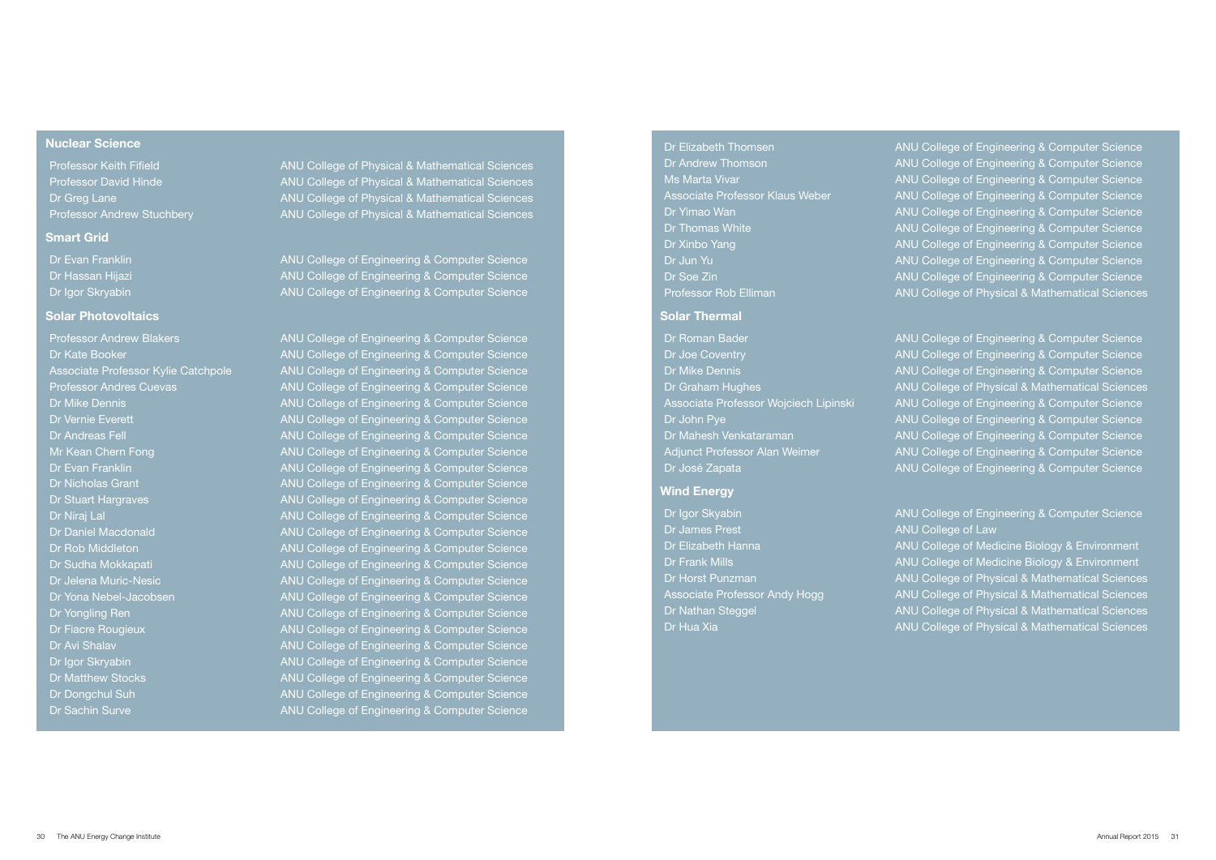## Nuclear Science

| | |
|---|---|
| Professor Keith Fifield | ANU College of Physical & Mathematical Sciences |
| Professor David Hinde | ANU College of Physical & Mathematical Sciences |
| Dr Greg Lane | ANU College of Physical & Mathematical Sciences |
| Professor Andrew Stuchbery | ANU College of Physical & Mathematical Sciences |

## Smart Grid

| | |
|---|---|
| Dr Evan Franklin | ANU College of Engineering & Computer Science |
| Dr Hassan Hijazi | ANU College of Engineering & Computer Science |
| Dr Igor Skryabin | ANU College of Engineering & Computer Science |

## Solar Photovoltaics

| | |
|---|---|
| Professor Andrew Blakers | ANU College of Engineering & Computer Science |
| Dr Kate Booker | ANU College of Engineering & Computer Science |
| Associate Professor Kylie Catchpole | ANU College of Engineering & Computer Science |
| Professor Andres Cuevas | ANU College of Engineering & Computer Science |
| Dr Mike Dennis | ANU College of Engineering & Computer Science |
| Dr Vernie Everett | ANU College of Engineering & Computer Science |
| Dr Andreas Fell | ANU College of Engineering & Computer Science |
| Mr Kean Chern Fong | ANU College of Engineering & Computer Science |
| Dr Evan Franklin | ANU College of Engineering & Computer Science |
| Dr Nicholas Grant | ANU College of Engineering & Computer Science |
| Dr Stuart Hargraves | ANU College of Engineering & Computer Science |
| Dr Niraj Lal | ANU College of Engineering & Computer Science |
| Dr Daniel Macdonald | ANU College of Engineering & Computer Science |
| Dr Rob Middleton | ANU College of Engineering & Computer Science |
| Dr Sudha Mokkapati | ANU College of Engineering & Computer Science |
| Dr Jelena Muric-Nesic | ANU College of Engineering & Computer Science |
| Dr Yona Nebel-Jacobsen | ANU College of Engineering & Computer Science |
| Dr Yongling Ren | ANU College of Engineering & Computer Science |
| Dr Fiacre Rougieux | ANU College of Engineering & Computer Science |
| Dr Avi Shalav | ANU College of Engineering & Computer Science |
| Dr Igor Skryabin | ANU College of Engineering & Computer Science |
| Dr Matthew Stocks | ANU College of Engineering & Computer Science |
| Dr Dongchul Suh | ANU College of Engineering & Computer Science |
| Dr Sachin Surve | ANU College of Engineering & Computer Science |
| Dr Elizabeth Thomsen | ANU College of Engineering & Computer Science |
| Dr Andrew Thomson | ANU College of Engineering & Computer Science |
| Ms Marta Vivar | ANU College of Engineering & Computer Science |
| Associate Professor Klaus Weber | ANU College of Engineering & Computer Science |
| Dr Yimao Wan | ANU College of Engineering & Computer Science |
| Dr Thomas White | ANU College of Engineering & Computer Science |
| Dr Xinbo Yang | ANU College of Engineering & Computer Science |
| Dr Jun Yu | ANU College of Engineering & Computer Science |
| Dr Soe Zin | ANU College of Engineering & Computer Science |
| Professor Rob Elliman | ANU College of Physical & Mathematical Sciences |

## Solar Thermal

| | |
|---|---|
| Dr Roman Bader | ANU College of Engineering & Computer Science |
| Dr Joe Coventry | ANU College of Engineering & Computer Science |
| Dr Mike Dennis | ANU College of Engineering & Computer Science |
| Dr Graham Hughes | ANU College of Physical & Mathematical Sciences |
| Associate Professor Wojciech Lipinski | ANU College of Engineering & Computer Science |
| Dr John Pye | ANU College of Engineering & Computer Science |
| Dr Mahesh Venkataraman | ANU College of Engineering & Computer Science |
| Adjunct Professor Alan Weimer | ANU College of Engineering & Computer Science |
| Dr José Zapata | ANU College of Engineering & Computer Science |

## Wind Energy

| | |
|---|---|
| Dr Igor Skyabin | ANU College of Engineering & Computer Science |
| Dr James Prest | ANU College of Law |
| Dr Elizabeth Hanna | ANU College of Medicine Biology & Environment |
| Dr Frank Mills | ANU College of Medicine Biology & Environment |
| Dr Horst Punzman | ANU College of Physical & Mathematical Sciences |
| Associate Professor Andy Hogg | ANU College of Physical & Mathematical Sciences |
| Dr Nathan Steggel | ANU College of Physical & Mathematical Sciences |
| Dr Hua Xia | ANU College of Physical & Mathematical Sciences |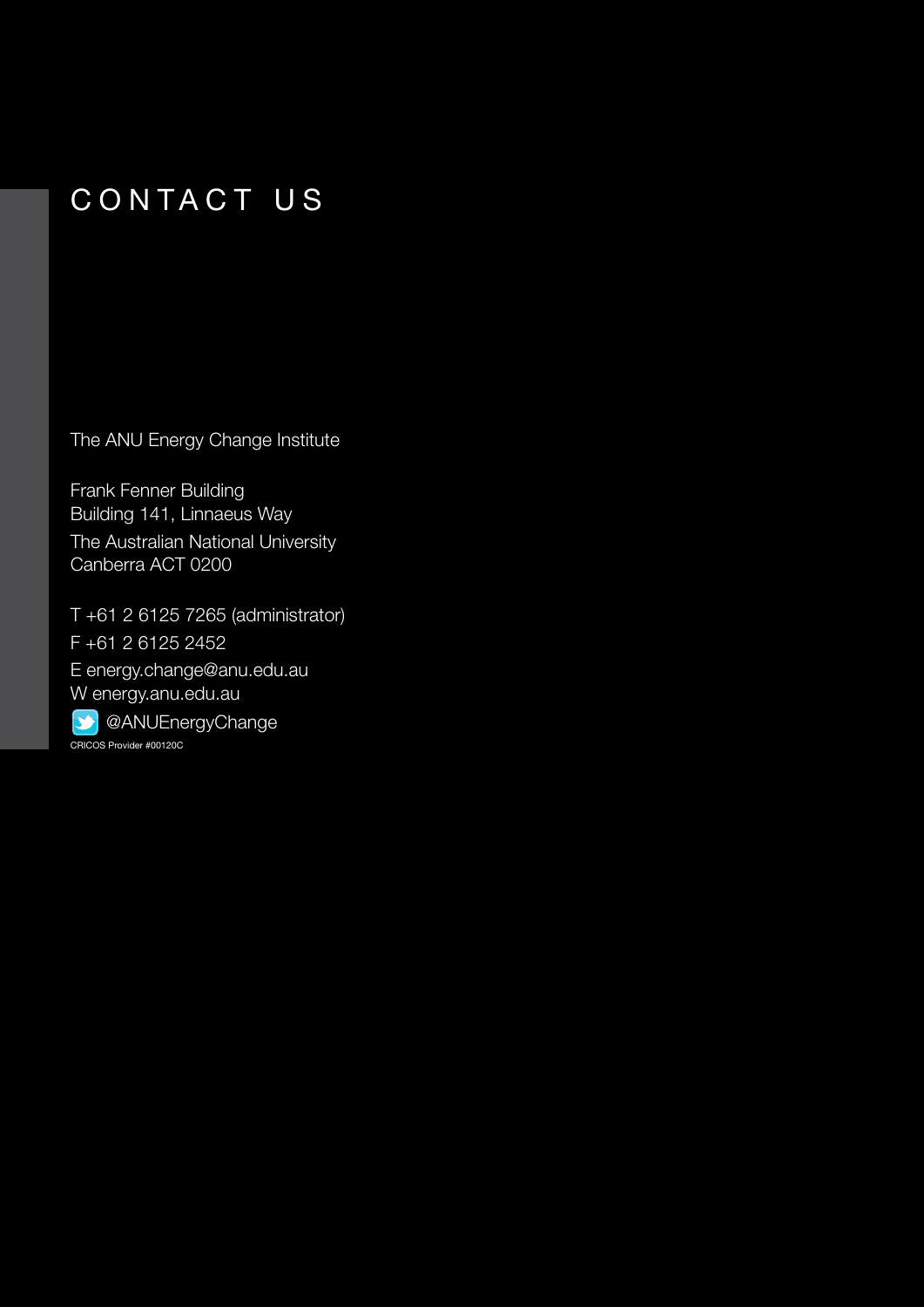# CONTACT US

The ANU Energy Change Institute

Frank Fenner Building
Building 141, Linnaeus Way
The Australian National University
Canberra ACT 0200

T +61 2 6125 7265 (administrator)
F +61 2 6125 2452
E energy.change@anu.edu.au
W energy.anu.edu.au
@ANUEnergyChange

CRICOS Provider #00120C